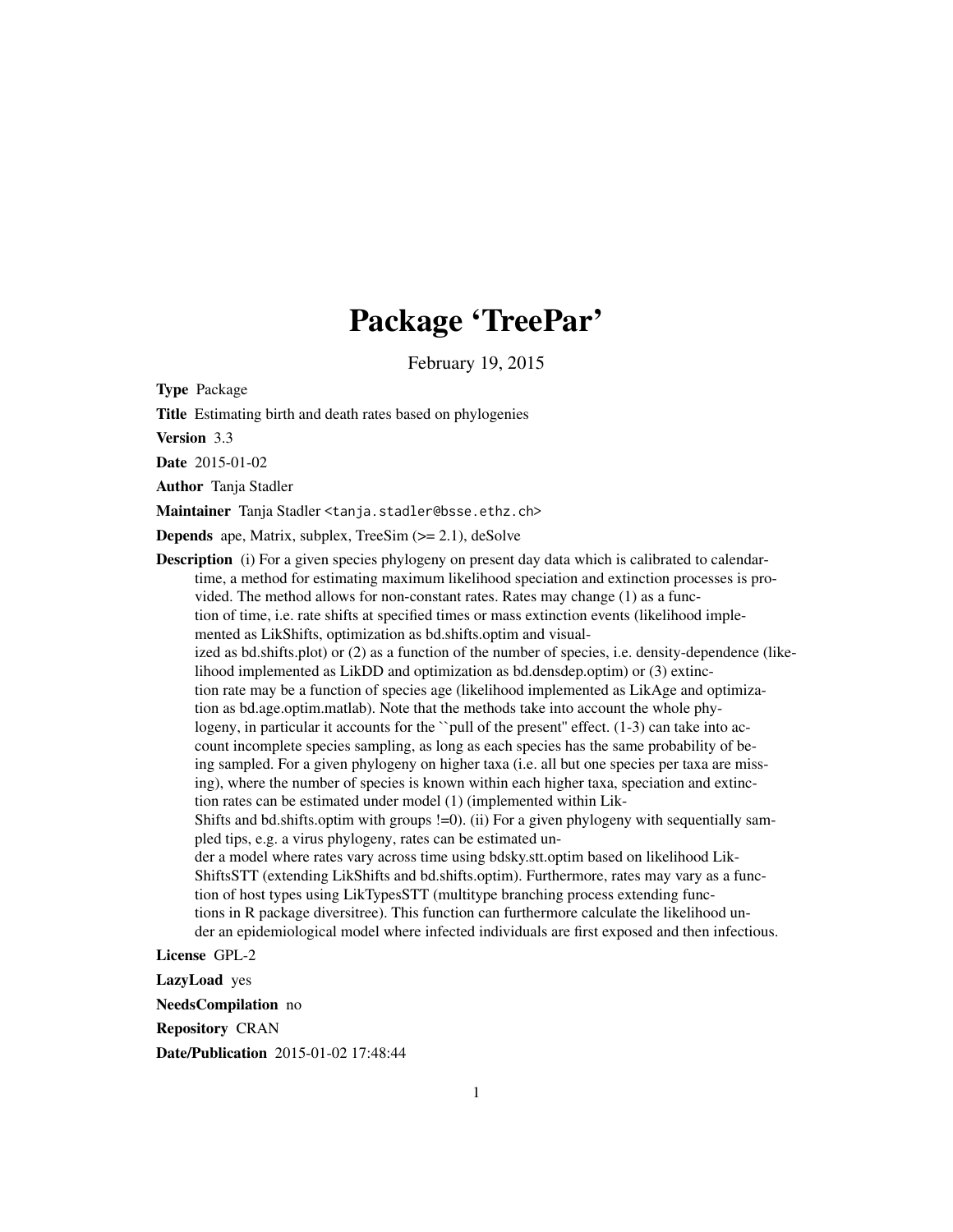# Package 'TreePar'

February 19, 2015

**Type** Package

**Title** Estimating birth and death rates based on phylogenies

**Version** 3.3

**Date** 2015-01-02

**Author** Tanja Stadler

**Maintainer** Tanja Stadler <tanja.stadler@bsse.ethz.ch>

**Depends** ape, Matrix, subplex, TreeSim (>= 2.1), deSolve

**Description** (i) For a given species phylogeny on present day data which is calibrated to calendar-time, a method for estimating maximum likelihood speciation and extinction processes is provided. The method allows for non-constant rates. Rates may change (1) as a function of time, i.e. rate shifts at specified times or mass extinction events (likelihood implemented as LikShifts, optimization as bd.shifts.optim and visualized as bd.shifts.plot) or (2) as a function of the number of species, i.e. density-dependence (likelihood implemented as LikDD and optimization as bd.densdep.optim) or (3) extinction rate may be a function of species age (likelihood implemented as LikAge and optimization as bd.age.optim.matlab). Note that the methods take into account the whole phylogeny, in particular it accounts for the ``pull of the present'' effect. (1-3) can take into account incomplete species sampling, as long as each species has the same probability of being sampled. For a given phylogeny on higher taxa (i.e. all but one species per taxa are missing), where the number of species is known within each higher taxa, speciation and extinction rates can be estimated under model (1) (implemented within LikShifts and bd.shifts.optim with groups !=0). (ii) For a given phylogeny with sequentially sampled tips, e.g. a virus phylogeny, rates can be estimated under a model where rates vary across time using bdsky.stt.optim based on likelihood LikShiftsSTT (extending LikShifts and bd.shifts.optim). Furthermore, rates may vary as a function of host types using LikTypesSTT (multitype branching process extending functions in R package diversitree). This function can furthermore calculate the likelihood under an epidemiological model where infected individuals are first exposed and then infectious.

**License** GPL-2

**LazyLoad** yes

**NeedsCompilation** no

**Repository** CRAN

**Date/Publication** 2015-01-02 17:48:44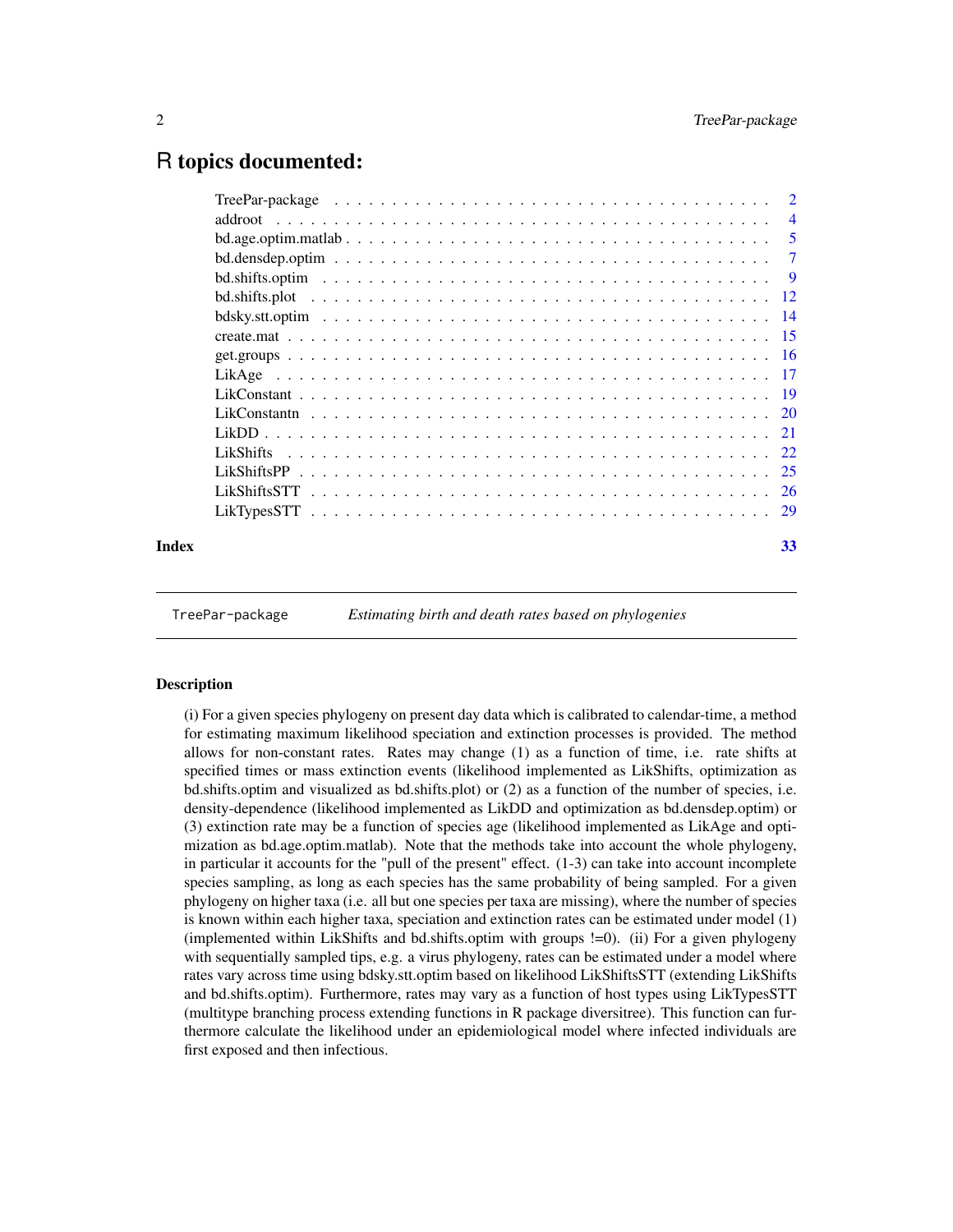# R topics documented:

| | |
|---|---|
| TreePar-package | 2 |
| addroot | 4 |
| bd.age.optim.matlab | 5 |
| bd.densdep.optim | 7 |
| bd.shifts.optim | 9 |
| bd.shifts.plot | 12 |
| bdsky.stt.optim | 14 |
| create.mat | 15 |
| get.groups | 16 |
| LikAge | 17 |
| LikConstant | 19 |
| LikConstantn | 20 |
| LikDD | 21 |
| LikShifts | 22 |
| LikShiftsPP | 25 |
| LikShiftsSTT | 26 |
| LikTypesSTT | 29 |

**Index** 33

---

TreePar-package *Estimating birth and death rates based on phylogenies*

---

## Description

(i) For a given species phylogeny on present day data which is calibrated to calendar-time, a method for estimating maximum likelihood speciation and extinction processes is provided. The method allows for non-constant rates. Rates may change (1) as a function of time, i.e. rate shifts at specified times or mass extinction events (likelihood implemented as LikShifts, optimization as bd.shifts.optim and visualized as bd.shifts.plot) or (2) as a function of the number of species, i.e. density-dependence (likelihood implemented as LikDD and optimization as bd.densdep.optim) or (3) extinction rate may be a function of species age (likelihood implemented as LikAge and optimization as bd.age.optim.matlab). Note that the methods take into account the whole phylogeny, in particular it accounts for the "pull of the present" effect. (1-3) can take into account incomplete species sampling, as long as each species has the same probability of being sampled. For a given phylogeny on higher taxa (i.e. all but one species per taxa are missing), where the number of species is known within each higher taxa, speciation and extinction rates can be estimated under model (1) (implemented within LikShifts and bd.shifts.optim with groups !=0). (ii) For a given phylogeny with sequentially sampled tips, e.g. a virus phylogeny, rates can be estimated under a model where rates vary across time using bdsky.stt.optim based on likelihood LikShiftsSTT (extending LikShifts and bd.shifts.optim). Furthermore, rates may vary as a function of host types using LikTypesSTT (multitype branching process extending functions in R package diversitree). This function can furthermore calculate the likelihood under an epidemiological model where infected individuals are first exposed and then infectious.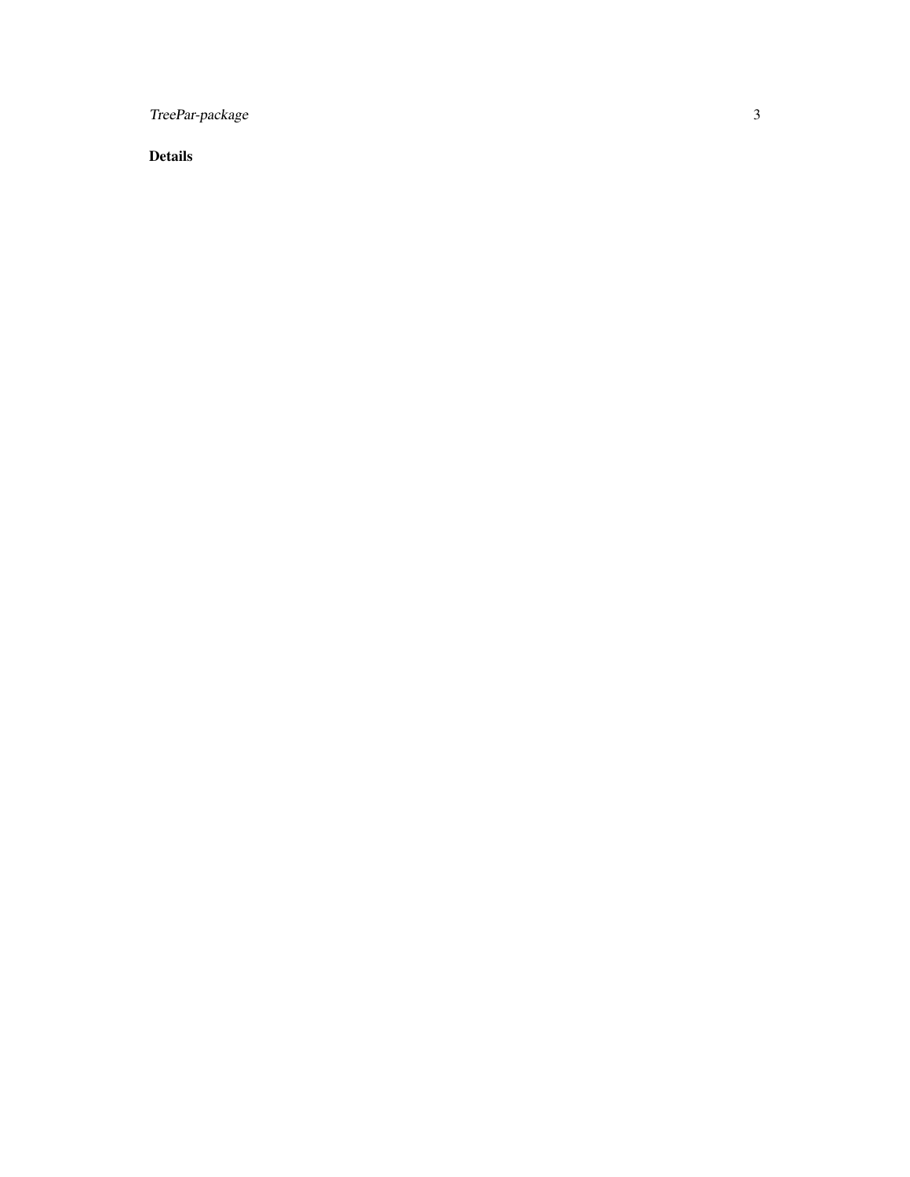## Details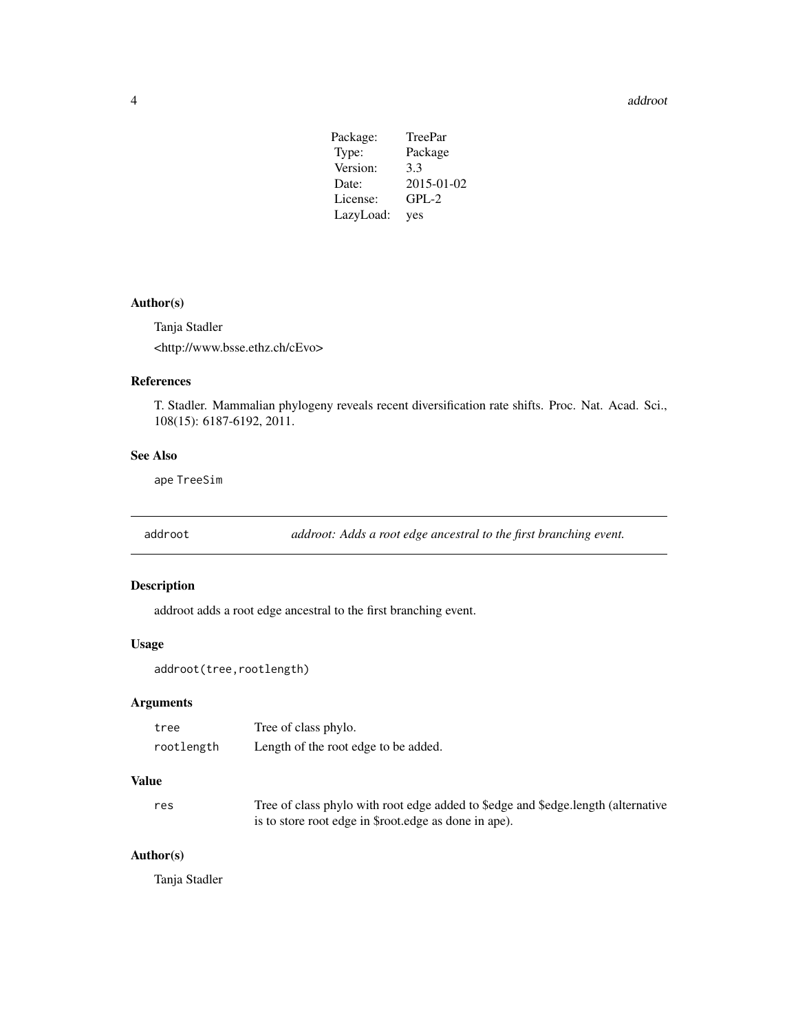| | |
|---|---|
| Package: | TreePar |
| Type: | Package |
| Version: | 3.3 |
| Date: | 2015-01-02 |
| License: | GPL-2 |
| LazyLoad: | yes |

### Author(s)

Tanja Stadler

<http://www.bsse.ethz.ch/cEvo>

### References

T. Stadler. Mammalian phylogeny reveals recent diversification rate shifts. Proc. Nat. Acad. Sci., 108(15): 6187-6192, 2011.

### See Also

ape TreeSim

---

## addroot — *addroot: Adds a root edge ancestral to the first branching event.*

---

### Description

addroot adds a root edge ancestral to the first branching event.

### Usage

```
addroot(tree,rootlength)
```

### Arguments

| | |
|---|---|
| tree | Tree of class phylo. |
| rootlength | Length of the root edge to be added. |

### Value

| | |
|---|---|
| res | Tree of class phylo with root edge added to $edge and $edge.length (alternative is to store root edge in $root.edge as done in ape). |

### Author(s)

Tanja Stadler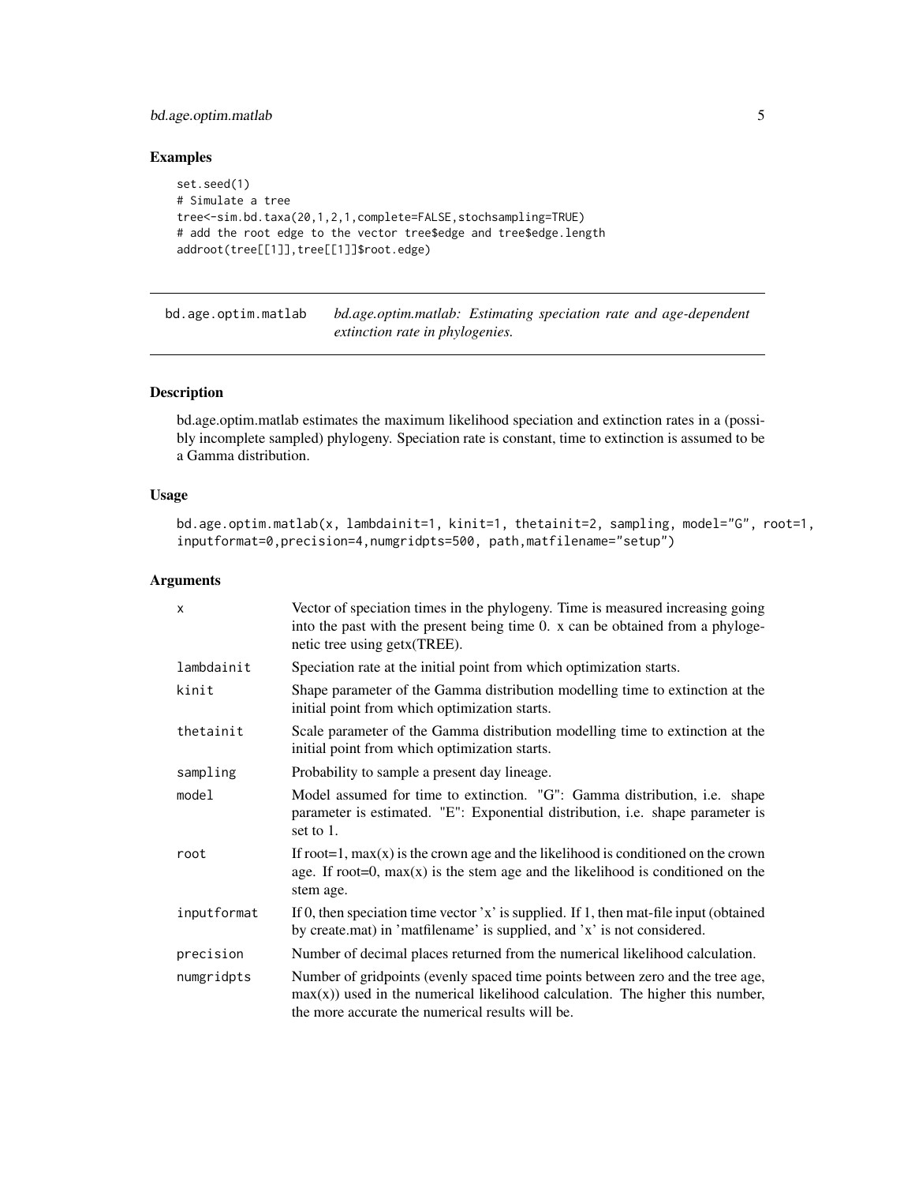## Examples

```
set.seed(1)
# Simulate a tree
tree<-sim.bd.taxa(20,1,2,1,complete=FALSE,stochsampling=TRUE)
# add the root edge to the vector tree$edge and tree$edge.length
addroot(tree[[1]],tree[[1]]$root.edge)
```

---

# bd.age.optim.matlab

*bd.age.optim.matlab: Estimating speciation rate and age-dependent extinction rate in phylogenies.*

---

## Description

bd.age.optim.matlab estimates the maximum likelihood speciation and extinction rates in a (possibly incomplete sampled) phylogeny. Speciation rate is constant, time to extinction is assumed to be a Gamma distribution.

## Usage

```
bd.age.optim.matlab(x, lambdainit=1, kinit=1, thetainit=2, sampling, model="G", root=1,
inputformat=0,precision=4,numgridpts=500, path,matfilename="setup")
```

## Arguments

| | |
|---|---|
| x | Vector of speciation times in the phylogeny. Time is measured increasing going into the past with the present being time 0. x can be obtained from a phylogenetic tree using getx(TREE). |
| lambdainit | Speciation rate at the initial point from which optimization starts. |
| kinit | Shape parameter of the Gamma distribution modelling time to extinction at the initial point from which optimization starts. |
| thetainit | Scale parameter of the Gamma distribution modelling time to extinction at the initial point from which optimization starts. |
| sampling | Probability to sample a present day lineage. |
| model | Model assumed for time to extinction. "G": Gamma distribution, i.e. shape parameter is estimated. "E": Exponential distribution, i.e. shape parameter is set to 1. |
| root | If root=1, max(x) is the crown age and the likelihood is conditioned on the crown age. If root=0, max(x) is the stem age and the likelihood is conditioned on the stem age. |
| inputformat | If 0, then speciation time vector 'x' is supplied. If 1, then mat-file input (obtained by create.mat) in 'matfilename' is supplied, and 'x' is not considered. |
| precision | Number of decimal places returned from the numerical likelihood calculation. |
| numgridpts | Number of gridpoints (evenly spaced time points between zero and the tree age, max(x)) used in the numerical likelihood calculation. The higher this number, the more accurate the numerical results will be. |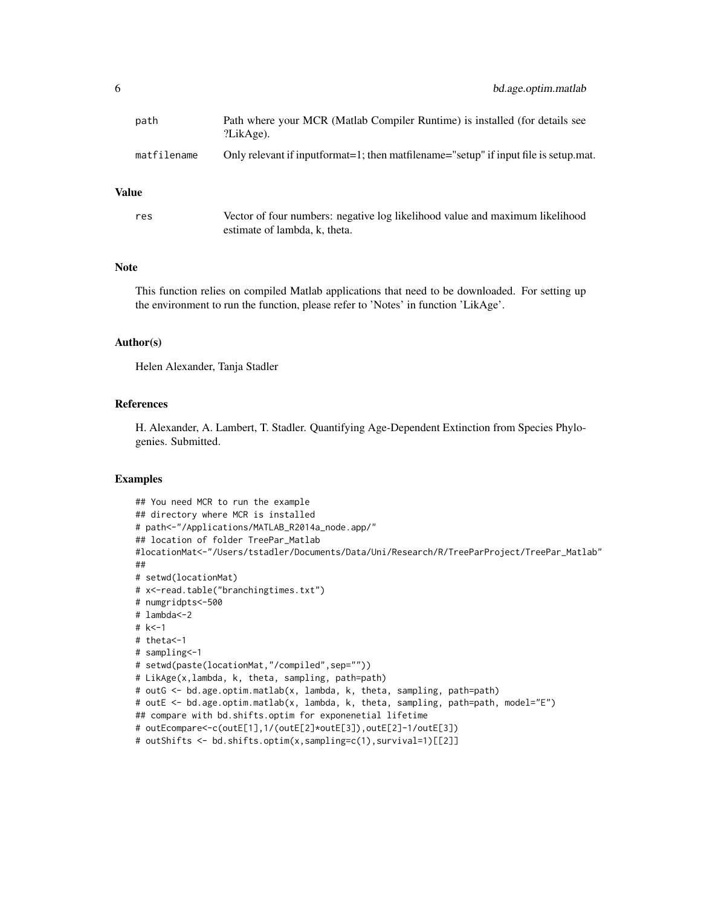| | |
|---|---|
| path | Path where your MCR (Matlab Compiler Runtime) is installed (for details see ?LikAge). |
| matfilename | Only relevant if inputformat=1; then matfilename="setup" if input file is setup.mat. |

## Value

| | |
|---|---|
| res | Vector of four numbers: negative log likelihood value and maximum likelihood estimate of lambda, k, theta. |

## Note

This function relies on compiled Matlab applications that need to be downloaded. For setting up the environment to run the function, please refer to 'Notes' in function 'LikAge'.

## Author(s)

Helen Alexander, Tanja Stadler

## References

H. Alexander, A. Lambert, T. Stadler. Quantifying Age-Dependent Extinction from Species Phylogenies. Submitted.

## Examples

```
## You need MCR to run the example
## directory where MCR is installed
# path<-"/Applications/MATLAB_R2014a_node.app/"
## location of folder TreePar_Matlab
#locationMat<-"/Users/tstadler/Documents/Data/Uni/Research/R/TreeParProject/TreePar_Matlab"
##
# setwd(locationMat)
# x<-read.table("branchingtimes.txt")
# numgridpts<-500
# lambda<-2
# k<-1
# theta<-1
# sampling<-1
# setwd(paste(locationMat,"/compiled",sep=""))
# LikAge(x,lambda, k, theta, sampling, path=path)
# outG <- bd.age.optim.matlab(x, lambda, k, theta, sampling, path=path)
# outE <- bd.age.optim.matlab(x, lambda, k, theta, sampling, path=path, model="E")
## compare with bd.shifts.optim for exponenetial lifetime
# outEcompare<-c(outE[1],1/(outE[2]*outE[3]),outE[2]-1/outE[3])
# outShifts <- bd.shifts.optim(x,sampling=c(1),survival=1)[[2]]
```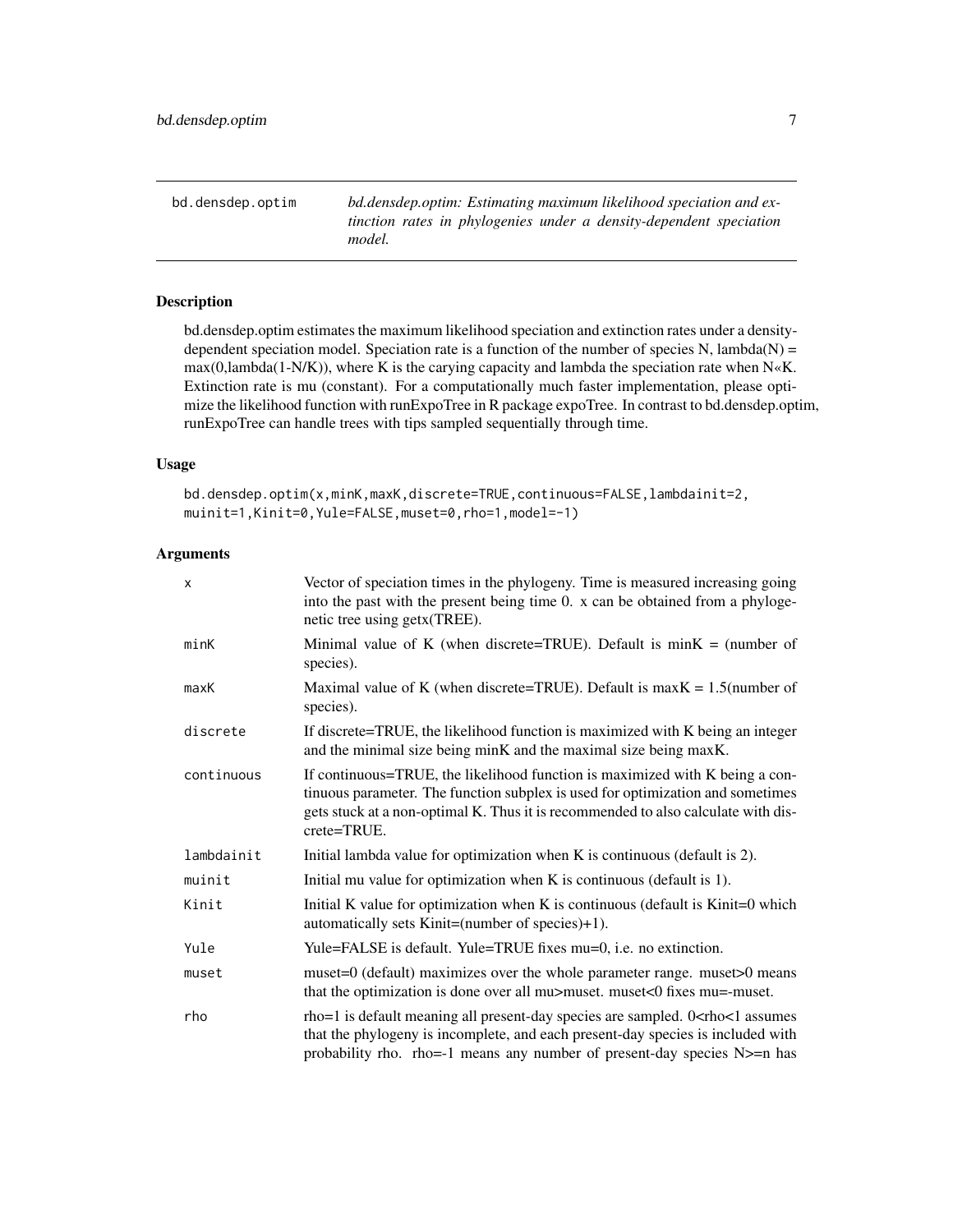bd.densdep.optim — *bd.densdep.optim: Estimating maximum likelihood speciation and extinction rates in phylogenies under a density-dependent speciation model.*

## Description

bd.densdep.optim estimates the maximum likelihood speciation and extinction rates under a density-dependent speciation model. Speciation rate is a function of the number of species N, lambda(N) = max(0,lambda(1-N/K)), where K is the carying capacity and lambda the speciation rate when N«K. Extinction rate is mu (constant). For a computationally much faster implementation, please optimize the likelihood function with runExpoTree in R package expoTree. In contrast to bd.densdep.optim, runExpoTree can handle trees with tips sampled sequentially through time.

## Usage

```
bd.densdep.optim(x,minK,maxK,discrete=TRUE,continuous=FALSE,lambdainit=2,
muinit=1,Kinit=0,Yule=FALSE,muset=0,rho=1,model=-1)
```

## Arguments

| | |
|---|---|
| x | Vector of speciation times in the phylogeny. Time is measured increasing going into the past with the present being time 0. x can be obtained from a phylogenetic tree using getx(TREE). |
| minK | Minimal value of K (when discrete=TRUE). Default is minK = (number of species). |
| maxK | Maximal value of K (when discrete=TRUE). Default is maxK = 1.5(number of species). |
| discrete | If discrete=TRUE, the likelihood function is maximized with K being an integer and the minimal size being minK and the maximal size being maxK. |
| continuous | If continuous=TRUE, the likelihood function is maximized with K being a continuous parameter. The function subplex is used for optimization and sometimes gets stuck at a non-optimal K. Thus it is recommended to also calculate with discrete=TRUE. |
| lambdainit | Initial lambda value for optimization when K is continuous (default is 2). |
| muinit | Initial mu value for optimization when K is continuous (default is 1). |
| Kinit | Initial K value for optimization when K is continuous (default is Kinit=0 which automatically sets Kinit=(number of species)+1). |
| Yule | Yule=FALSE is default. Yule=TRUE fixes mu=0, i.e. no extinction. |
| muset | muset=0 (default) maximizes over the whole parameter range. muset>0 means that the optimization is done over all mu>muset. muset<0 fixes mu=-muset. |
| rho | rho=1 is default meaning all present-day species are sampled. 0<rho<1 assumes that the phylogeny is incomplete, and each present-day species is included with probability rho. rho=-1 means any number of present-day species N>=n has |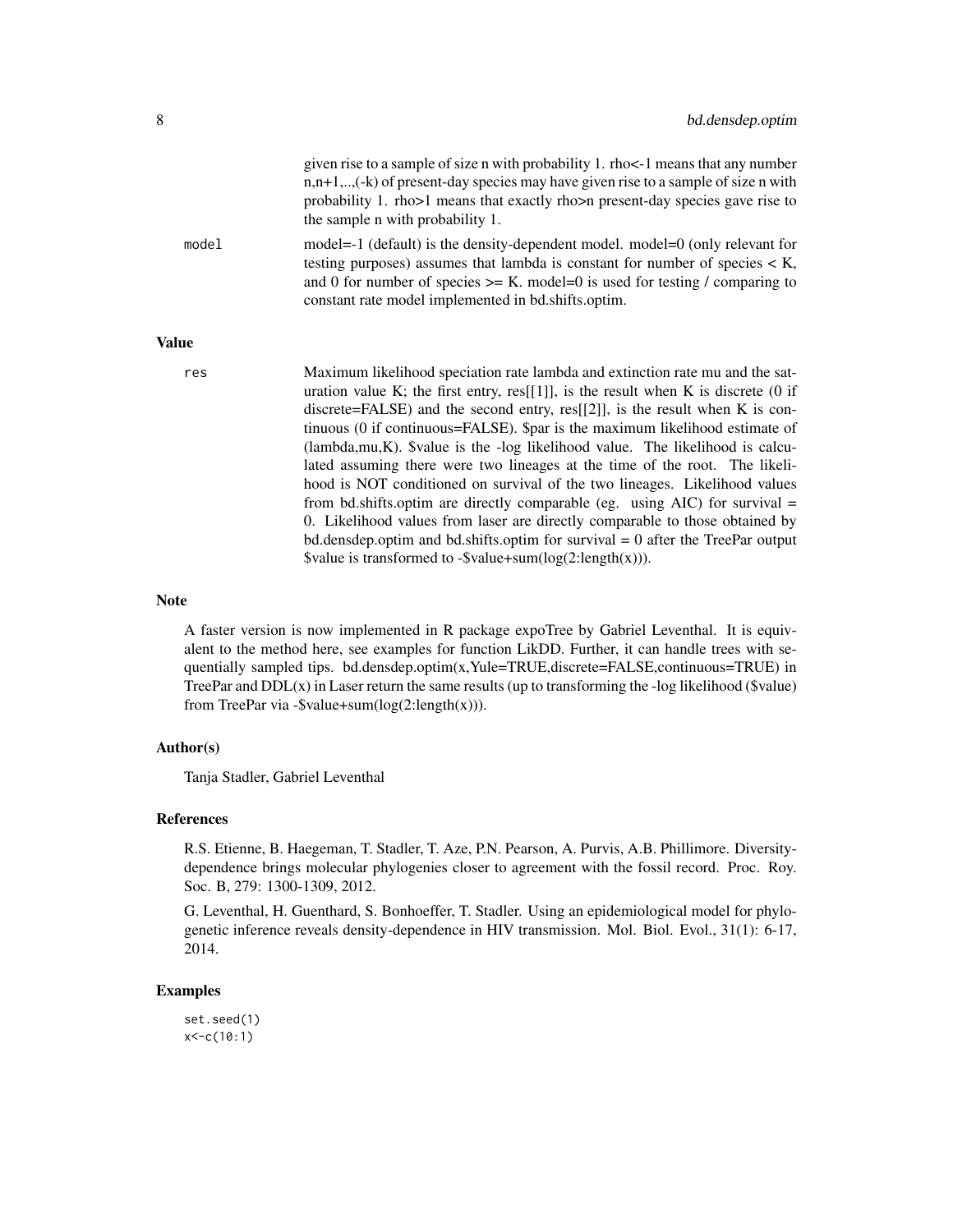given rise to a sample of size n with probability 1. rho<-1 means that any number n,n+1,..,(-k) of present-day species may have given rise to a sample of size n with probability 1. rho>1 means that exactly rho>n present-day species gave rise to the sample n with probability 1.

model
: model=-1 (default) is the density-dependent model. model=0 (only relevant for testing purposes) assumes that lambda is constant for number of species < K, and 0 for number of species >= K. model=0 is used for testing / comparing to constant rate model implemented in bd.shifts.optim.

## Value

res
: Maximum likelihood speciation rate lambda and extinction rate mu and the saturation value K; the first entry, res[[1]], is the result when K is discrete (0 if discrete=FALSE) and the second entry, res[[2]], is the result when K is continuous (0 if continuous=FALSE). $par is the maximum likelihood estimate of (lambda,mu,K). $value is the -log likelihood value. The likelihood is calculated assuming there were two lineages at the time of the root. The likelihood is NOT conditioned on survival of the two lineages. Likelihood values from bd.shifts.optim are directly comparable (eg. using AIC) for survival = 0. Likelihood values from laser are directly comparable to those obtained by bd.densdep.optim and bd.shifts.optim for survival = 0 after the TreePar output $value is transformed to -$value+sum(log(2:length(x))).

## Note

A faster version is now implemented in R package expoTree by Gabriel Leventhal. It is equivalent to the method here, see examples for function LikDD. Further, it can handle trees with sequentially sampled tips. bd.densdep.optim(x,Yule=TRUE,discrete=FALSE,continuous=TRUE) in TreePar and DDL(x) in Laser return the same results (up to transforming the -log likelihood ($value) from TreePar via -$value+sum(log(2:length(x))).

## Author(s)

Tanja Stadler, Gabriel Leventhal

## References

R.S. Etienne, B. Haegeman, T. Stadler, T. Aze, P.N. Pearson, A. Purvis, A.B. Phillimore. Diversity-dependence brings molecular phylogenies closer to agreement with the fossil record. Proc. Roy. Soc. B, 279: 1300-1309, 2012.

G. Leventhal, H. Guenthard, S. Bonhoeffer, T. Stadler. Using an epidemiological model for phylogenetic inference reveals density-dependence in HIV transmission. Mol. Biol. Evol., 31(1): 6-17, 2014.

## Examples

```
set.seed(1)
x<-c(10:1)
```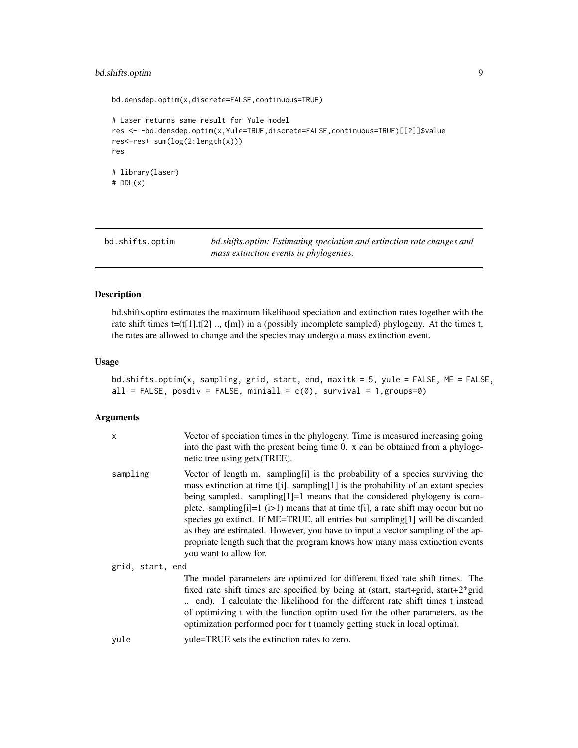```
bd.densdep.optim(x,discrete=FALSE,continuous=TRUE)

# Laser returns same result for Yule model
res <- -bd.densdep.optim(x,Yule=TRUE,discrete=FALSE,continuous=TRUE)[[2]]$value
res<-res+ sum(log(2:length(x)))
res

# library(laser)
# DDL(x)
```

## bd.shifts.optim — *bd.shifts.optim: Estimating speciation and extinction rate changes and mass extinction events in phylogenies.*

### Description

bd.shifts.optim estimates the maximum likelihood speciation and extinction rates together with the rate shift times t=(t[1],t[2] .., t[m]) in a (possibly incomplete sampled) phylogeny. At the times t, the rates are allowed to change and the species may undergo a mass extinction event.

### Usage

```
bd.shifts.optim(x, sampling, grid, start, end, maxitk = 5, yule = FALSE, ME = FALSE,
all = FALSE, posdiv = FALSE, miniall = c(0), survival = 1,groups=0)
```

### Arguments

| | |
|---|---|
| x | Vector of speciation times in the phylogeny. Time is measured increasing going into the past with the present being time 0. x can be obtained from a phylogenetic tree using getx(TREE). |
| sampling | Vector of length m. sampling[i] is the probability of a species surviving the mass extinction at time t[i]. sampling[1] is the probability of an extant species being sampled. sampling[1]=1 means that the considered phylogeny is complete. sampling[i]=1 (i>1) means that at time t[i], a rate shift may occur but no species go extinct. If ME=TRUE, all entries but sampling[1] will be discarded as they are estimated. However, you have to input a vector sampling of the appropriate length such that the program knows how many mass extinction events you want to allow for. |
| grid, start, end | The model parameters are optimized for different fixed rate shift times. The fixed rate shift times are specified by being at (start, start+grid, start+2*grid .. end). I calculate the likelihood for the different rate shift times t instead of optimizing t with the function optim used for the other parameters, as the optimization performed poor for t (namely getting stuck in local optima). |
| yule | yule=TRUE sets the extinction rates to zero. |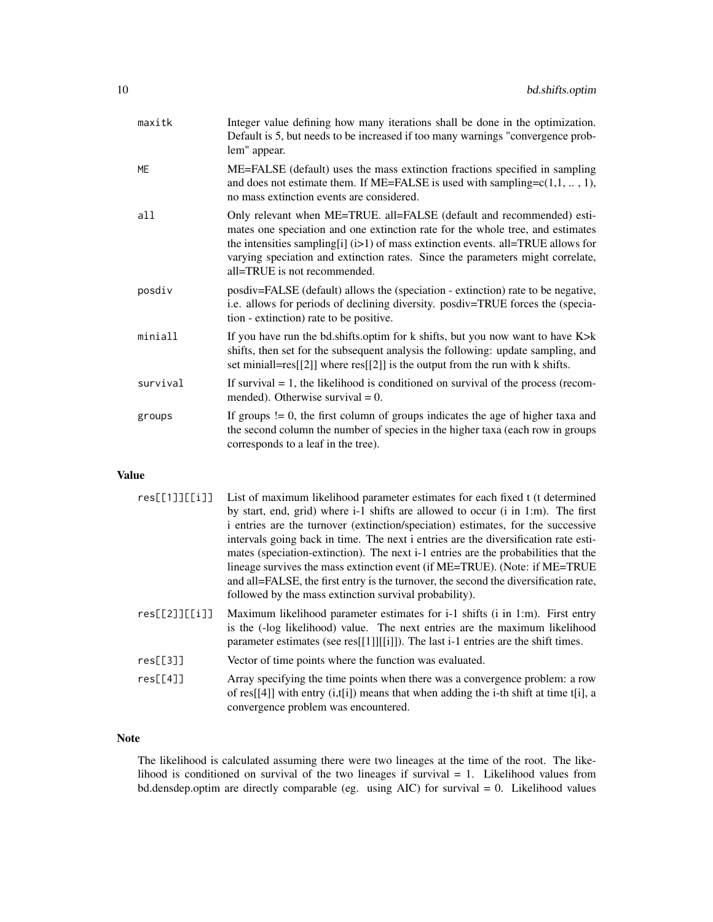| | |
|---|---|
| maxitk | Integer value defining how many iterations shall be done in the optimization. Default is 5, but needs to be increased if too many warnings "convergence problem" appear. |
| ME | ME=FALSE (default) uses the mass extinction fractions specified in sampling and does not estimate them. If ME=FALSE is used with sampling=c(1,1, .. , 1), no mass extinction events are considered. |
| all | Only relevant when ME=TRUE. all=FALSE (default and recommended) estimates one speciation and one extinction rate for the whole tree, and estimates the intensities sampling[i] (i>1) of mass extinction events. all=TRUE allows for varying speciation and extinction rates. Since the parameters might correlate, all=TRUE is not recommended. |
| posdiv | posdiv=FALSE (default) allows the (speciation - extinction) rate to be negative, i.e. allows for periods of declining diversity. posdiv=TRUE forces the (speciation - extinction) rate to be positive. |
| miniall | If you have run the bd.shifts.optim for k shifts, but you now want to have K>k shifts, then set for the subsequent analysis the following: update sampling, and set miniall=res[[2]] where res[[2]] is the output from the run with k shifts. |
| survival | If survival = 1, the likelihood is conditioned on survival of the process (recommended). Otherwise survival = 0. |
| groups | If groups != 0, the first column of groups indicates the age of higher taxa and the second column the number of species in the higher taxa (each row in groups corresponds to a leaf in the tree). |

## Value

| | |
|---|---|
| res[[1]][[i]] | List of maximum likelihood parameter estimates for each fixed t (t determined by start, end, grid) where i-1 shifts are allowed to occur (i in 1:m). The first i entries are the turnover (extinction/speciation) estimates, for the successive intervals going back in time. The next i entries are the diversification rate estimates (speciation-extinction). The next i-1 entries are the probabilities that the lineage survives the mass extinction event (if ME=TRUE). (Note: if ME=TRUE and all=FALSE, the first entry is the turnover, the second the diversification rate, followed by the mass extinction survival probability). |
| res[[2]][[i]] | Maximum likelihood parameter estimates for i-1 shifts (i in 1:m). First entry is the (-log likelihood) value. The next entries are the maximum likelihood parameter estimates (see res[[1]][[i]]). The last i-1 entries are the shift times. |
| res[[3]] | Vector of time points where the function was evaluated. |
| res[[4]] | Array specifying the time points when there was a convergence problem: a row of res[[4]] with entry (i,t[i]) means that when adding the i-th shift at time t[i], a convergence problem was encountered. |

## Note

The likelihood is calculated assuming there were two lineages at the time of the root. The likelihood is conditioned on survival of the two lineages if survival = 1. Likelihood values from bd.densdep.optim are directly comparable (eg. using AIC) for survival = 0. Likelihood values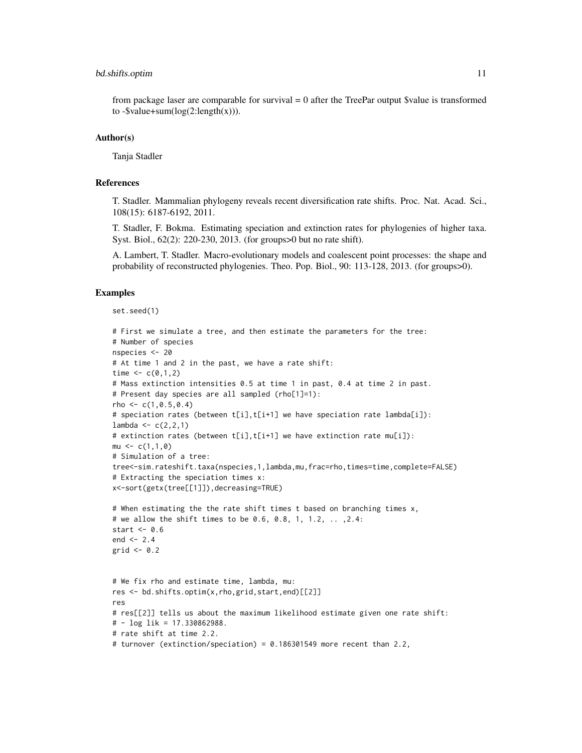from package laser are comparable for survival = 0 after the TreePar output $value is transformed to -$value+sum(log(2:length(x))).

## Author(s)

Tanja Stadler

## References

T. Stadler. Mammalian phylogeny reveals recent diversification rate shifts. Proc. Nat. Acad. Sci., 108(15): 6187-6192, 2011.

T. Stadler, F. Bokma. Estimating speciation and extinction rates for phylogenies of higher taxa. Syst. Biol., 62(2): 220-230, 2013. (for groups>0 but no rate shift).

A. Lambert, T. Stadler. Macro-evolutionary models and coalescent point processes: the shape and probability of reconstructed phylogenies. Theo. Pop. Biol., 90: 113-128, 2013. (for groups>0).

## Examples

```
set.seed(1)

# First we simulate a tree, and then estimate the parameters for the tree:
# Number of species
nspecies <- 20
# At time 1 and 2 in the past, we have a rate shift:
time <- c(0,1,2)
# Mass extinction intensities 0.5 at time 1 in past, 0.4 at time 2 in past.
# Present day species are all sampled (rho[1]=1):
rho <- c(1,0.5,0.4)
# speciation rates (between t[i],t[i+1] we have speciation rate lambda[i]):
lambda <- c(2,2,1)
# extinction rates (between t[i],t[i+1] we have extinction rate mu[i]):
mu <- c(1,1,0)
# Simulation of a tree:
tree<-sim.rateshift.taxa(nspecies,1,lambda,mu,frac=rho,times=time,complete=FALSE)
# Extracting the speciation times x:
x<-sort(getx(tree[[1]]),decreasing=TRUE)

# When estimating the the rate shift times t based on branching times x,
# we allow the shift times to be 0.6, 0.8, 1, 1.2, .. ,2.4:
start <- 0.6
end <- 2.4
grid <- 0.2


# We fix rho and estimate time, lambda, mu:
res <- bd.shifts.optim(x,rho,grid,start,end)[[2]]
res
# res[[2]] tells us about the maximum likelihood estimate given one rate shift:
# - log lik = 17.330862988.
# rate shift at time 2.2.
# turnover (extinction/speciation) = 0.186301549 more recent than 2.2,
```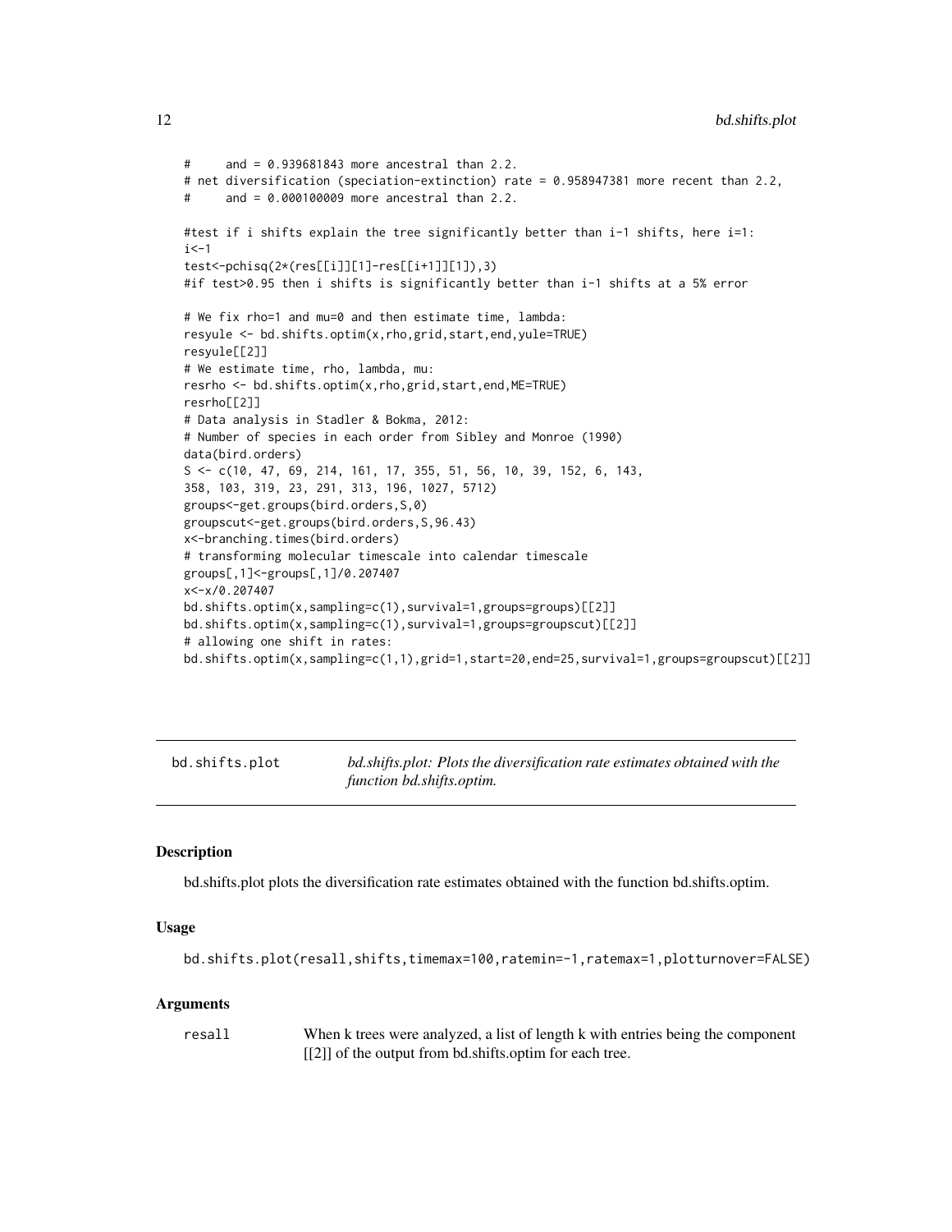```
#      and = 0.939681843 more ancestral than 2.2.
# net diversification (speciation-extinction) rate = 0.958947381 more recent than 2.2,
#      and = 0.000100009 more ancestral than 2.2.

#test if i shifts explain the tree significantly better than i-1 shifts, here i=1:
i<-1
test<-pchisq(2*(res[[i]][1]-res[[i+1]][1]),3)
#if test>0.95 then i shifts is significantly better than i-1 shifts at a 5% error

# We fix rho=1 and mu=0 and then estimate time, lambda:
resyule <- bd.shifts.optim(x,rho,grid,start,end,yule=TRUE)
resyule[[2]]
# We estimate time, rho, lambda, mu:
resrho <- bd.shifts.optim(x,rho,grid,start,end,ME=TRUE)
resrho[[2]]
# Data analysis in Stadler & Bokma, 2012:
# Number of species in each order from Sibley and Monroe (1990)
data(bird.orders)
S <- c(10, 47, 69, 214, 161, 17, 355, 51, 56, 10, 39, 152, 6, 143,
358, 103, 319, 23, 291, 313, 196, 1027, 5712)
groups<-get.groups(bird.orders,S,0)
groupscut<-get.groups(bird.orders,S,96.43)
x<-branching.times(bird.orders)
# transforming molecular timescale into calendar timescale
groups[,1]<-groups[,1]/0.207407
x<-x/0.207407
bd.shifts.optim(x,sampling=c(1),survival=1,groups=groups)[[2]]
bd.shifts.optim(x,sampling=c(1),survival=1,groups=groupscut)[[2]]
# allowing one shift in rates:
bd.shifts.optim(x,sampling=c(1,1),grid=1,start=20,end=25,survival=1,groups=groupscut)[[2]]
```

---

`bd.shifts.plot` *bd.shifts.plot: Plots the diversification rate estimates obtained with the function bd.shifts.optim.*

---

## Description

bd.shifts.plot plots the diversification rate estimates obtained with the function bd.shifts.optim.

## Usage

```
bd.shifts.plot(resall,shifts,timemax=100,ratemin=-1,ratemax=1,plotturnover=FALSE)
```

## Arguments

| | |
|---|---|
| resall | When k trees were analyzed, a list of length k with entries being the component [[2]] of the output from bd.shifts.optim for each tree. |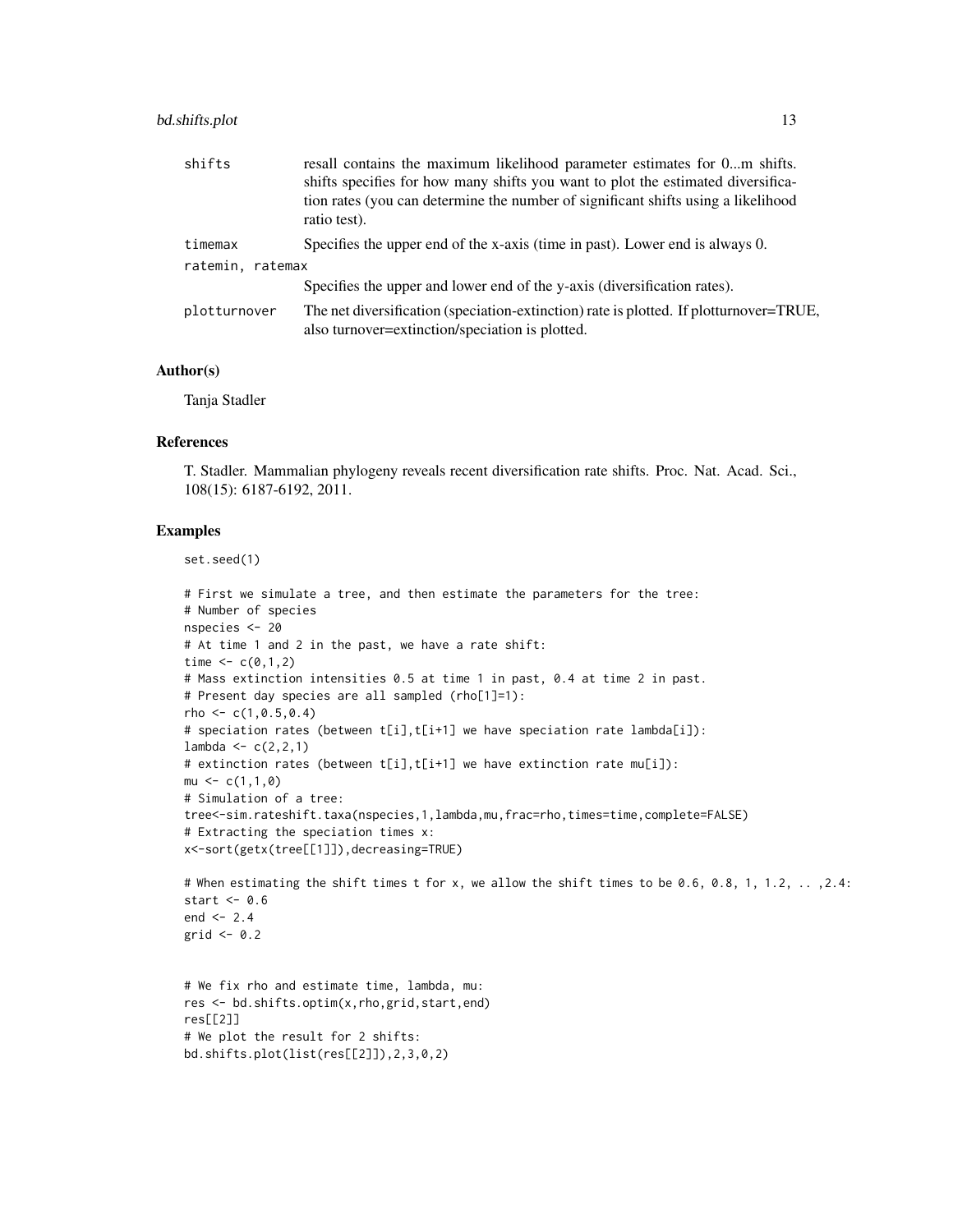| | |
|---|---|
| shifts | resall contains the maximum likelihood parameter estimates for 0...m shifts. shifts specifies for how many shifts you want to plot the estimated diversification rates (you can determine the number of significant shifts using a likelihood ratio test). |
| timemax | Specifies the upper end of the x-axis (time in past). Lower end is always 0. |
| ratemin, ratemax | Specifies the upper and lower end of the y-axis (diversification rates). |
| plotturnover | The net diversification (speciation-extinction) rate is plotted. If plotturnover=TRUE, also turnover=extinction/speciation is plotted. |

### Author(s)

Tanja Stadler

### References

T. Stadler. Mammalian phylogeny reveals recent diversification rate shifts. Proc. Nat. Acad. Sci., 108(15): 6187-6192, 2011.

### Examples

```
set.seed(1)

# First we simulate a tree, and then estimate the parameters for the tree:
# Number of species
nspecies <- 20
# At time 1 and 2 in the past, we have a rate shift:
time <- c(0,1,2)
# Mass extinction intensities 0.5 at time 1 in past, 0.4 at time 2 in past.
# Present day species are all sampled (rho[1]=1):
rho <- c(1,0.5,0.4)
# speciation rates (between t[i],t[i+1] we have speciation rate lambda[i]):
lambda <- c(2,2,1)
# extinction rates (between t[i],t[i+1] we have extinction rate mu[i]):
mu <- c(1,1,0)
# Simulation of a tree:
tree<-sim.rateshift.taxa(nspecies,1,lambda,mu,frac=rho,times=time,complete=FALSE)
# Extracting the speciation times x:
x<-sort(getx(tree[[1]]),decreasing=TRUE)

# When estimating the shift times t for x, we allow the shift times to be 0.6, 0.8, 1, 1.2, .. ,2.4:
start <- 0.6
end <- 2.4
grid <- 0.2


# We fix rho and estimate time, lambda, mu:
res <- bd.shifts.optim(x,rho,grid,start,end)
res[[2]]
# We plot the result for 2 shifts:
bd.shifts.plot(list(res[[2]]),2,3,0,2)
```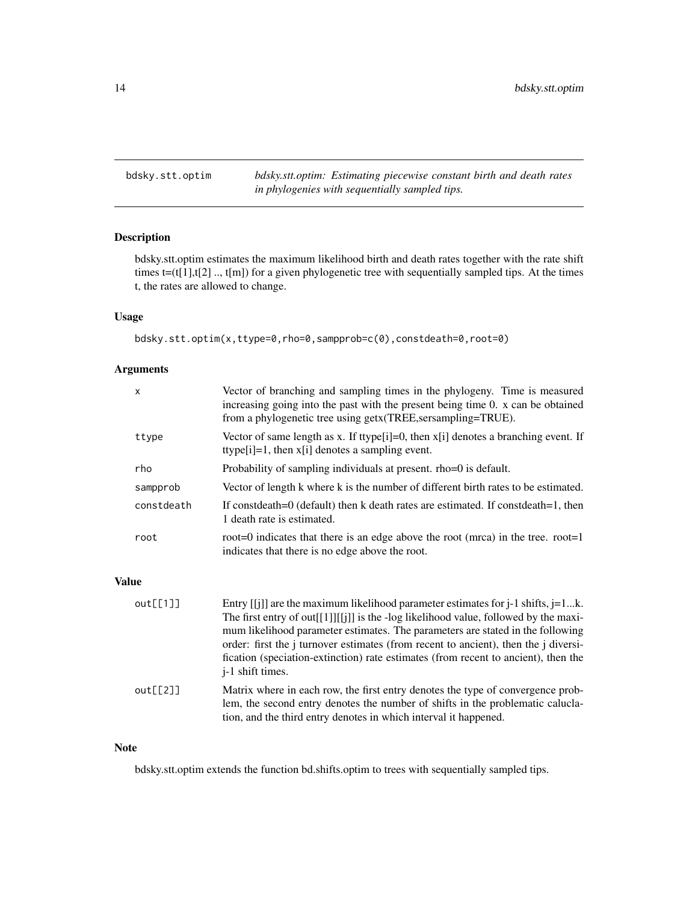# bdsky.stt.optim

*bdsky.stt.optim: Estimating piecewise constant birth and death rates in phylogenies with sequentially sampled tips.*

## Description

bdsky.stt.optim estimates the maximum likelihood birth and death rates together with the rate shift times t=(t[1],t[2] .., t[m]) for a given phylogenetic tree with sequentially sampled tips. At the times t, the rates are allowed to change.

## Usage

```
bdsky.stt.optim(x,ttype=0,rho=0,sampprob=c(0),constdeath=0,root=0)
```

## Arguments

| | |
|---|---|
| x | Vector of branching and sampling times in the phylogeny. Time is measured increasing going into the past with the present being time 0. x can be obtained from a phylogenetic tree using getx(TREE,sersampling=TRUE). |
| ttype | Vector of same length as x. If ttype[i]=0, then x[i] denotes a branching event. If ttype[i]=1, then x[i] denotes a sampling event. |
| rho | Probability of sampling individuals at present. rho=0 is default. |
| sampprob | Vector of length k where k is the number of different birth rates to be estimated. |
| constdeath | If constdeath=0 (default) then k death rates are estimated. If constdeath=1, then 1 death rate is estimated. |
| root | root=0 indicates that there is an edge above the root (mrca) in the tree. root=1 indicates that there is no edge above the root. |

## Value

| | |
|---|---|
| out[[1]] | Entry [[j]] are the maximum likelihood parameter estimates for j-1 shifts, j=1...k. The first entry of out[[1]][[j]] is the -log likelihood value, followed by the maximum likelihood parameter estimates. The parameters are stated in the following order: first the j turnover estimates (from recent to ancient), then the j diversification (speciation-extinction) rate estimates (from recent to ancient), then the j-1 shift times. |
| out[[2]] | Matrix where in each row, the first entry denotes the type of convergence problem, the second entry denotes the number of shifts in the problematic caluclation, and the third entry denotes in which interval it happened. |

## Note

bdsky.stt.optim extends the function bd.shifts.optim to trees with sequentially sampled tips.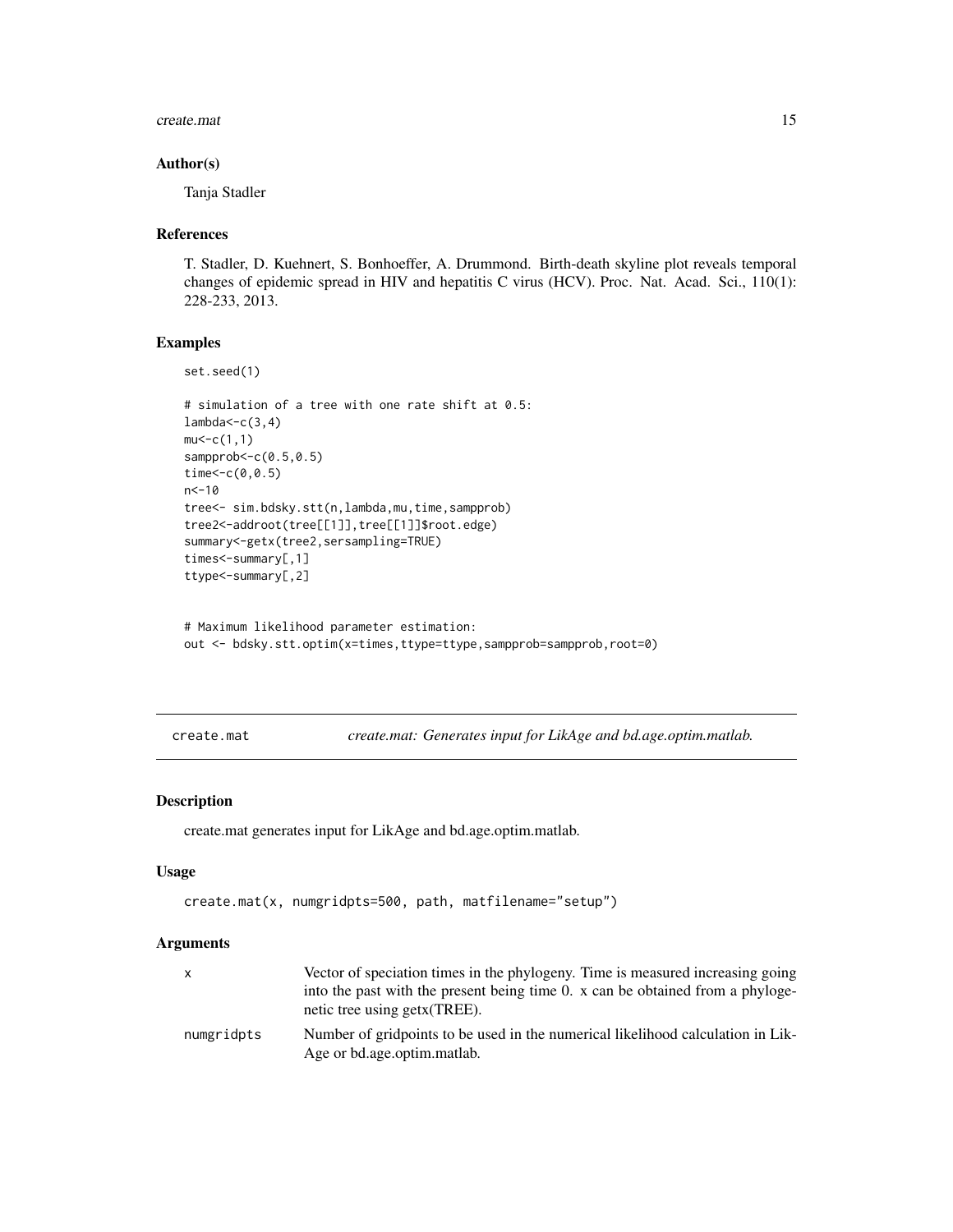### Author(s)

Tanja Stadler

### References

T. Stadler, D. Kuehnert, S. Bonhoeffer, A. Drummond. Birth-death skyline plot reveals temporal changes of epidemic spread in HIV and hepatitis C virus (HCV). Proc. Nat. Acad. Sci., 110(1): 228-233, 2013.

### Examples

```
set.seed(1)

# simulation of a tree with one rate shift at 0.5:
lambda<-c(3,4)
mu<-c(1,1)
sampprob<-c(0.5,0.5)
time<-c(0,0.5)
n<-10
tree<- sim.bdsky.stt(n,lambda,mu,time,sampprob)
tree2<-addroot(tree[[1]],tree[[1]]$root.edge)
summary<-getx(tree2,sersampling=TRUE)
times<-summary[,1]
ttype<-summary[,2]


# Maximum likelihood parameter estimation:
out <- bdsky.stt.optim(x=times,ttype=ttype,sampprob=sampprob,root=0)
```

---

## create.mat — *create.mat: Generates input for LikAge and bd.age.optim.matlab.*

---

### Description

create.mat generates input for LikAge and bd.age.optim.matlab.

### Usage

```
create.mat(x, numgridpts=500, path, matfilename="setup")
```

### Arguments

| | |
|---|---|
| x | Vector of speciation times in the phylogeny. Time is measured increasing going into the past with the present being time 0. x can be obtained from a phylogenetic tree using getx(TREE). |
| numgridpts | Number of gridpoints to be used in the numerical likelihood calculation in LikAge or bd.age.optim.matlab. |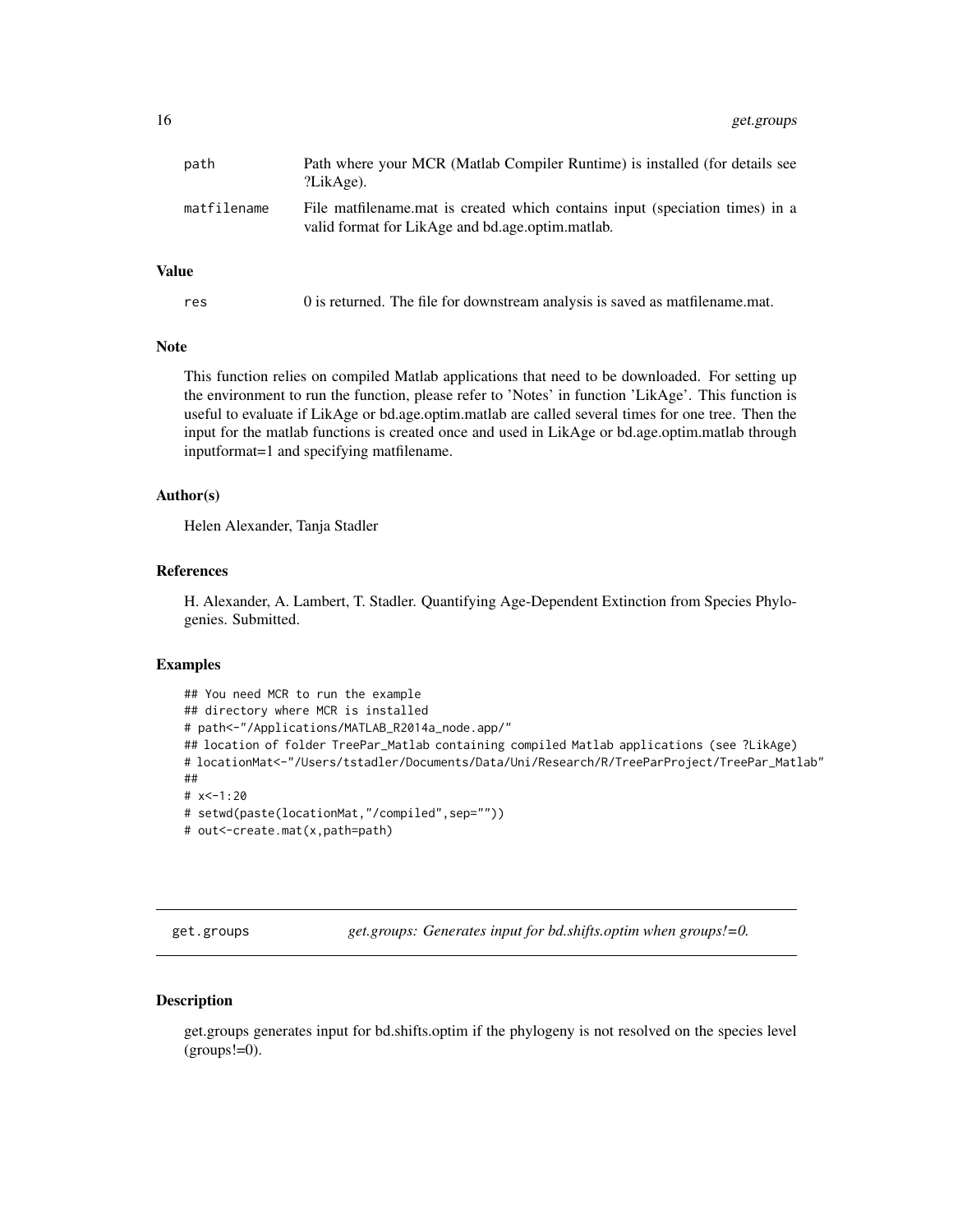| | |
|---|---|
| path | Path where your MCR (Matlab Compiler Runtime) is installed (for details see ?LikAge). |
| matfilename | File matfilename.mat is created which contains input (speciation times) in a valid format for LikAge and bd.age.optim.matlab. |

## Value

| | |
|---|---|
| res | 0 is returned. The file for downstream analysis is saved as matfilename.mat. |

## Note

This function relies on compiled Matlab applications that need to be downloaded. For setting up the environment to run the function, please refer to 'Notes' in function 'LikAge'. This function is useful to evaluate if LikAge or bd.age.optim.matlab are called several times for one tree. Then the input for the matlab functions is created once and used in LikAge or bd.age.optim.matlab through inputformat=1 and specifying matfilename.

## Author(s)

Helen Alexander, Tanja Stadler

## References

H. Alexander, A. Lambert, T. Stadler. Quantifying Age-Dependent Extinction from Species Phylogenies. Submitted.

## Examples

```
## You need MCR to run the example
## directory where MCR is installed
# path<-"/Applications/MATLAB_R2014a_node.app/"
## location of folder TreePar_Matlab containing compiled Matlab applications (see ?LikAge)
# locationMat<-"/Users/tstadler/Documents/Data/Uni/Research/R/TreeParProject/TreePar_Matlab"
##
# x<-1:20
# setwd(paste(locationMat,"/compiled",sep=""))
# out<-create.mat(x,path=path)
```

---

# get.groups — *get.groups: Generates input for bd.shifts.optim when groups!=0.*

---

## Description

get.groups generates input for bd.shifts.optim if the phylogeny is not resolved on the species level (groups!=0).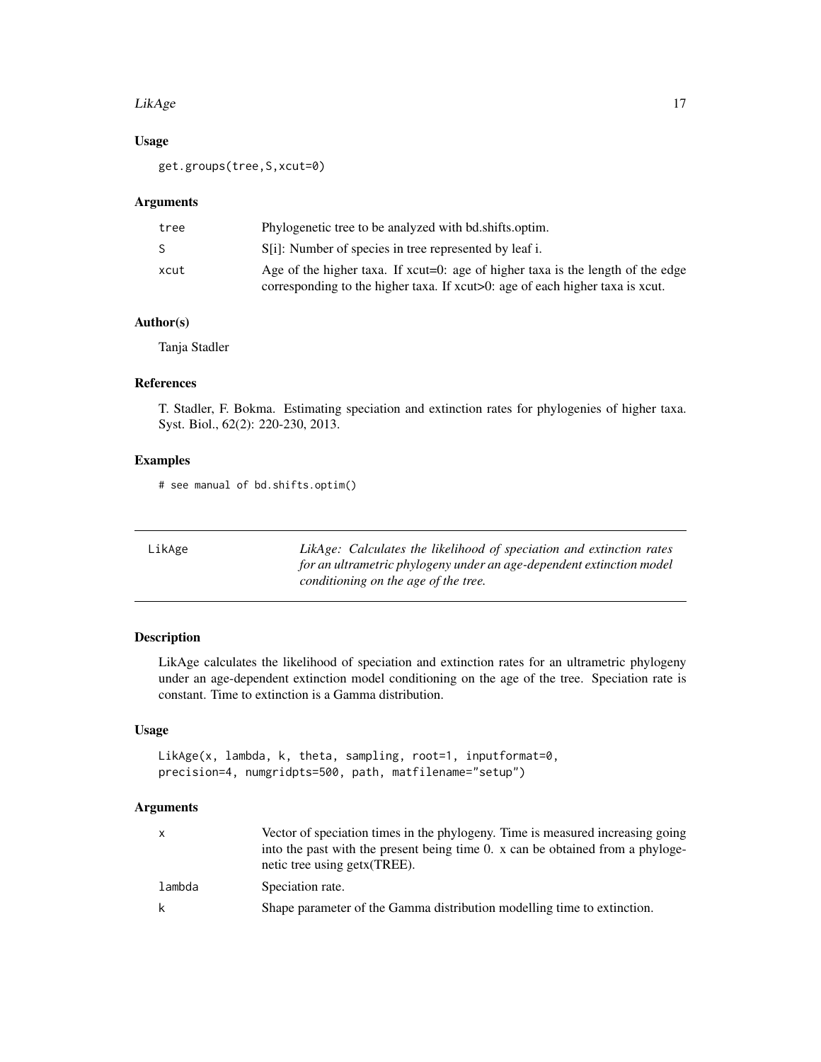### Usage

```
get.groups(tree,S,xcut=0)
```

### Arguments

| | |
|---|---|
| tree | Phylogenetic tree to be analyzed with bd.shifts.optim. |
| S | S[i]: Number of species in tree represented by leaf i. |
| xcut | Age of the higher taxa. If xcut=0: age of higher taxa is the length of the edge corresponding to the higher taxa. If xcut>0: age of each higher taxa is xcut. |

### Author(s)

Tanja Stadler

### References

T. Stadler, F. Bokma. Estimating speciation and extinction rates for phylogenies of higher taxa. Syst. Biol., 62(2): 220-230, 2013.

### Examples

```
# see manual of bd.shifts.optim()
```

---

## LikAge

*LikAge: Calculates the likelihood of speciation and extinction rates for an ultrametric phylogeny under an age-dependent extinction model conditioning on the age of the tree.*

---

### Description

LikAge calculates the likelihood of speciation and extinction rates for an ultrametric phylogeny under an age-dependent extinction model conditioning on the age of the tree. Speciation rate is constant. Time to extinction is a Gamma distribution.

### Usage

```
LikAge(x, lambda, k, theta, sampling, root=1, inputformat=0,
precision=4, numgridpts=500, path, matfilename="setup")
```

### Arguments

| | |
|---|---|
| x | Vector of speciation times in the phylogeny. Time is measured increasing going into the past with the present being time 0. x can be obtained from a phylogenetic tree using getx(TREE). |
| lambda | Speciation rate. |
| k | Shape parameter of the Gamma distribution modelling time to extinction. |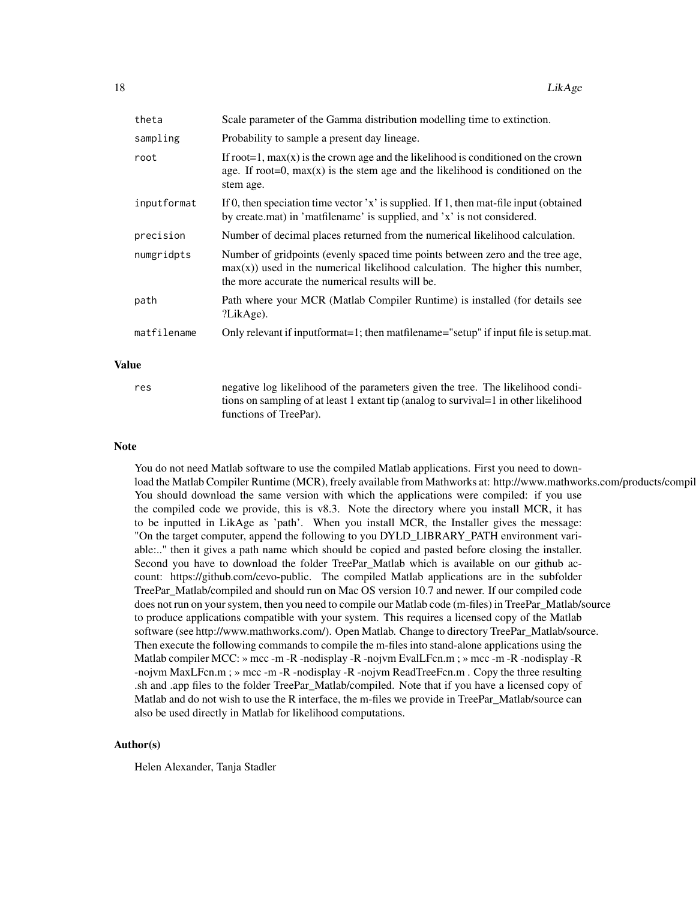| | |
|---|---|
| theta | Scale parameter of the Gamma distribution modelling time to extinction. |
| sampling | Probability to sample a present day lineage. |
| root | If root=1, max(x) is the crown age and the likelihood is conditioned on the crown age. If root=0, max(x) is the stem age and the likelihood is conditioned on the stem age. |
| inputformat | If 0, then speciation time vector 'x' is supplied. If 1, then mat-file input (obtained by create.mat) in 'matfilename' is supplied, and 'x' is not considered. |
| precision | Number of decimal places returned from the numerical likelihood calculation. |
| numgridpts | Number of gridpoints (evenly spaced time points between zero and the tree age, max(x)) used in the numerical likelihood calculation. The higher this number, the more accurate the numerical results will be. |
| path | Path where your MCR (Matlab Compiler Runtime) is installed (for details see ?LikAge). |
| matfilename | Only relevant if inputformat=1; then matfilename="setup" if input file is setup.mat. |

## Value

| | |
|---|---|
| res | negative log likelihood of the parameters given the tree. The likelihood conditions on sampling of at least 1 extant tip (analog to survival=1 in other likelihood functions of TreePar). |

## Note

You do not need Matlab software to use the compiled Matlab applications. First you need to download the Matlab Compiler Runtime (MCR), freely available from Mathworks at: http://www.mathworks.com/products/compil You should download the same version with which the applications were compiled: if you use the compiled code we provide, this is v8.3. Note the directory where you install MCR, it has to be inputted in LikAge as 'path'. When you install MCR, the Installer gives the message: "On the target computer, append the following to you DYLD_LIBRARY_PATH environment variable:.." then it gives a path name which should be copied and pasted before closing the installer. Second you have to download the folder TreePar_Matlab which is available on our github account: https://github.com/cevo-public. The compiled Matlab applications are in the subfolder TreePar_Matlab/compiled and should run on Mac OS version 10.7 and newer. If our compiled code does not run on your system, then you need to compile our Matlab code (m-files) in TreePar_Matlab/source to produce applications compatible with your system. This requires a licensed copy of the Matlab software (see http://www.mathworks.com/). Open Matlab. Change to directory TreePar_Matlab/source. Then execute the following commands to compile the m-files into stand-alone applications using the Matlab compiler MCC: » mcc -m -R -nodisplay -R -nojvm EvalLFcn.m ; » mcc -m -R -nodisplay -R -nojvm MaxLFcn.m ; » mcc -m -R -nodisplay -R -nojvm ReadTreeFcn.m . Copy the three resulting .sh and .app files to the folder TreePar_Matlab/compiled. Note that if you have a licensed copy of Matlab and do not wish to use the R interface, the m-files we provide in TreePar_Matlab/source can also be used directly in Matlab for likelihood computations.

## Author(s)

Helen Alexander, Tanja Stadler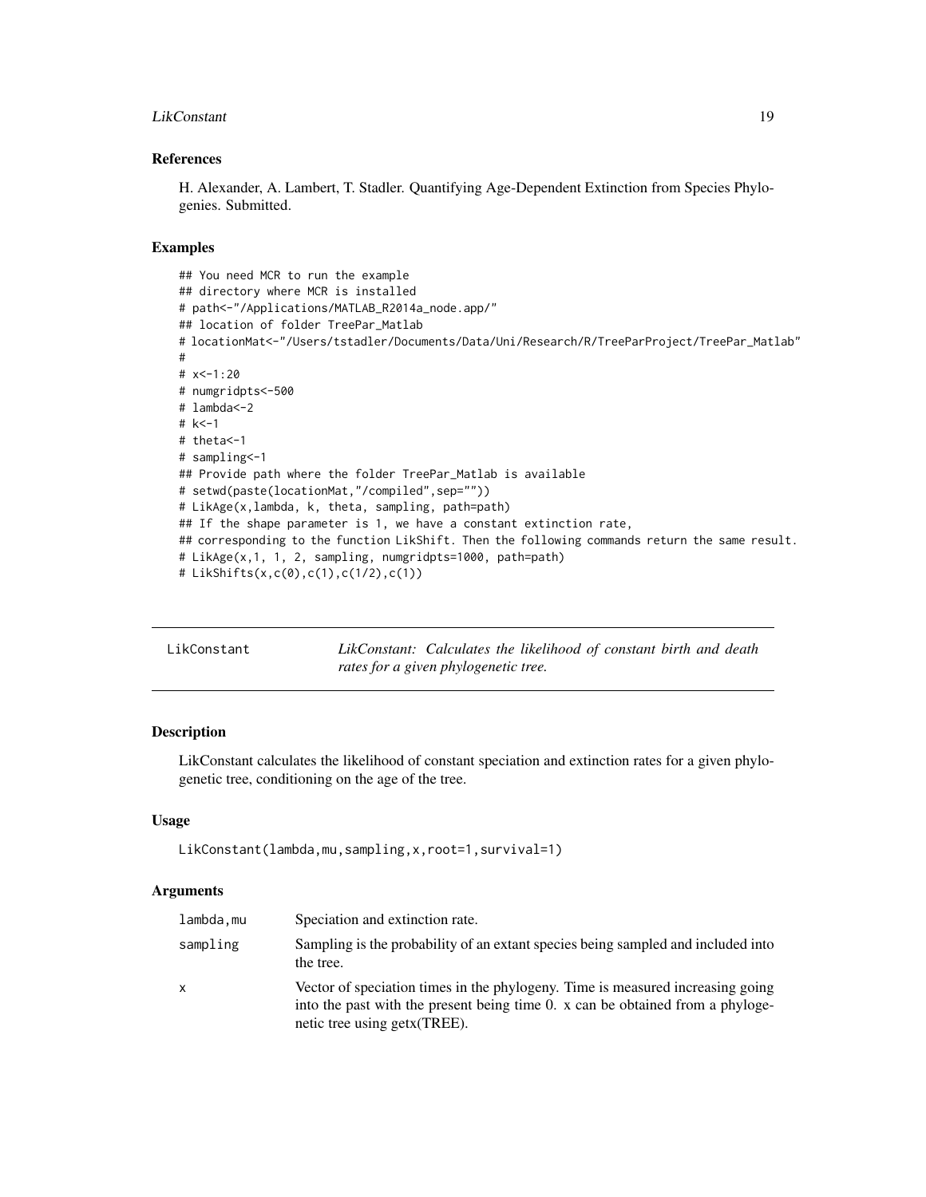### References

H. Alexander, A. Lambert, T. Stadler. Quantifying Age-Dependent Extinction from Species Phylogenies. Submitted.

### Examples

```
## You need MCR to run the example
## directory where MCR is installed
# path<-"/Applications/MATLAB_R2014a_node.app/"
## location of folder TreePar_Matlab
# locationMat<-"/Users/tstadler/Documents/Data/Uni/Research/R/TreeParProject/TreePar_Matlab"
#
# x<-1:20
# numgridpts<-500
# lambda<-2
# k<-1
# theta<-1
# sampling<-1
## Provide path where the folder TreePar_Matlab is available
# setwd(paste(locationMat,"/compiled",sep=""))
# LikAge(x,lambda, k, theta, sampling, path=path)
## If the shape parameter is 1, we have a constant extinction rate,
## corresponding to the function LikShift. Then the following commands return the same result.
# LikAge(x,1, 1, 2, sampling, numgridpts=1000, path=path)
# LikShifts(x,c(0),c(1),c(1/2),c(1))
```

---

## LikConstant — *LikConstant: Calculates the likelihood of constant birth and death rates for a given phylogenetic tree.*

---

### Description

LikConstant calculates the likelihood of constant speciation and extinction rates for a given phylogenetic tree, conditioning on the age of the tree.

### Usage

```
LikConstant(lambda,mu,sampling,x,root=1,survival=1)
```

### Arguments

| | |
|---|---|
| lambda,mu | Speciation and extinction rate. |
| sampling | Sampling is the probability of an extant species being sampled and included into the tree. |
| x | Vector of speciation times in the phylogeny. Time is measured increasing going into the past with the present being time 0. x can be obtained from a phylogenetic tree using getx(TREE). |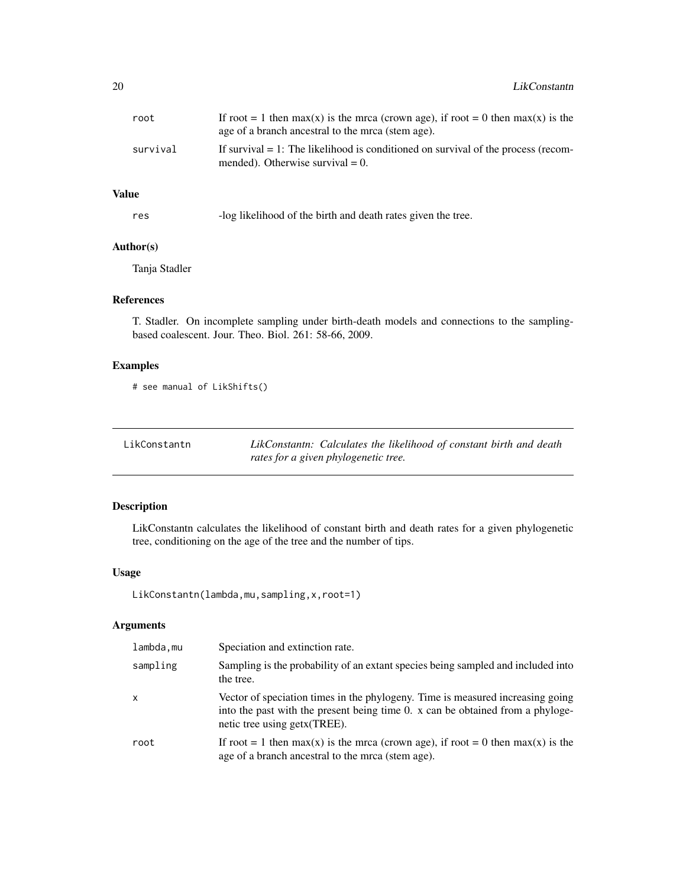| | |
|---|---|
| root | If root = 1 then max(x) is the mrca (crown age), if root = 0 then max(x) is the age of a branch ancestral to the mrca (stem age). |
| survival | If survival = 1: The likelihood is conditioned on survival of the process (recommended). Otherwise survival = 0. |

### Value

| | |
|---|---|
| res | -log likelihood of the birth and death rates given the tree. |

### Author(s)

Tanja Stadler

### References

T. Stadler. On incomplete sampling under birth-death models and connections to the sampling-based coalescent. Jour. Theo. Biol. 261: 58-66, 2009.

### Examples

```
# see manual of LikShifts()
```

---

## LikConstantn — *LikConstantn: Calculates the likelihood of constant birth and death rates for a given phylogenetic tree.*

---

### Description

LikConstantn calculates the likelihood of constant birth and death rates for a given phylogenetic tree, conditioning on the age of the tree and the number of tips.

### Usage

```
LikConstantn(lambda,mu,sampling,x,root=1)
```

### Arguments

| | |
|---|---|
| lambda,mu | Speciation and extinction rate. |
| sampling | Sampling is the probability of an extant species being sampled and included into the tree. |
| x | Vector of speciation times in the phylogeny. Time is measured increasing going into the past with the present being time 0. x can be obtained from a phylogenetic tree using getx(TREE). |
| root | If root = 1 then max(x) is the mrca (crown age), if root = 0 then max(x) is the age of a branch ancestral to the mrca (stem age). |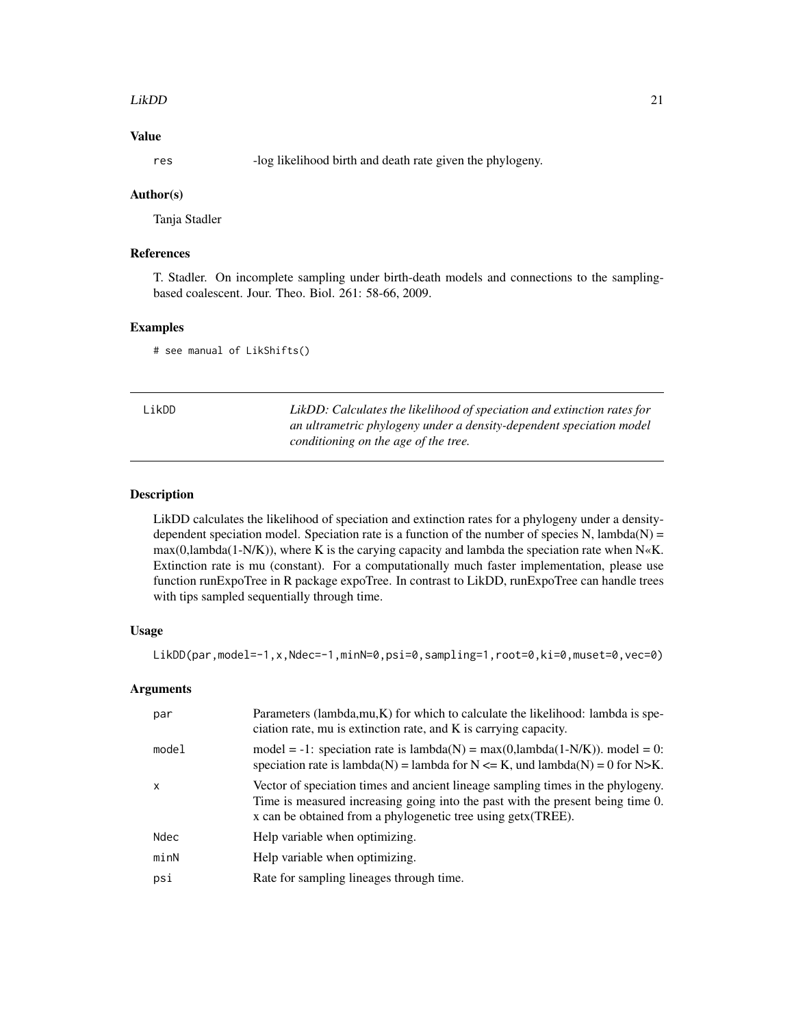### Value

| | |
|---|---|
| res | -log likelihood birth and death rate given the phylogeny. |

### Author(s)

Tanja Stadler

### References

T. Stadler. On incomplete sampling under birth-death models and connections to the sampling-based coalescent. Jour. Theo. Biol. 261: 58-66, 2009.

### Examples

```
# see manual of LikShifts()
```

---

## LikDD

*LikDD: Calculates the likelihood of speciation and extinction rates for an ultrametric phylogeny under a density-dependent speciation model conditioning on the age of the tree.*

---

### Description

LikDD calculates the likelihood of speciation and extinction rates for a phylogeny under a density-dependent speciation model. Speciation rate is a function of the number of species N, lambda(N) = max(0,lambda(1-N/K)), where K is the carying capacity and lambda the speciation rate when N«K. Extinction rate is mu (constant). For a computationally much faster implementation, please use function runExpoTree in R package expoTree. In contrast to LikDD, runExpoTree can handle trees with tips sampled sequentially through time.

### Usage

```
LikDD(par,model=-1,x,Ndec=-1,minN=0,psi=0,sampling=1,root=0,ki=0,muset=0,vec=0)
```

### Arguments

| | |
|---|---|
| par | Parameters (lambda,mu,K) for which to calculate the likelihood: lambda is speciation rate, mu is extinction rate, and K is carrying capacity. |
| model | model = -1: speciation rate is lambda(N) = max(0,lambda(1-N/K)). model = 0: speciation rate is lambda(N) = lambda for N <= K, und lambda(N) = 0 for N>K. |
| x | Vector of speciation times and ancient lineage sampling times in the phylogeny. Time is measured increasing going into the past with the present being time 0. x can be obtained from a phylogenetic tree using getx(TREE). |
| Ndec | Help variable when optimizing. |
| minN | Help variable when optimizing. |
| psi | Rate for sampling lineages through time. |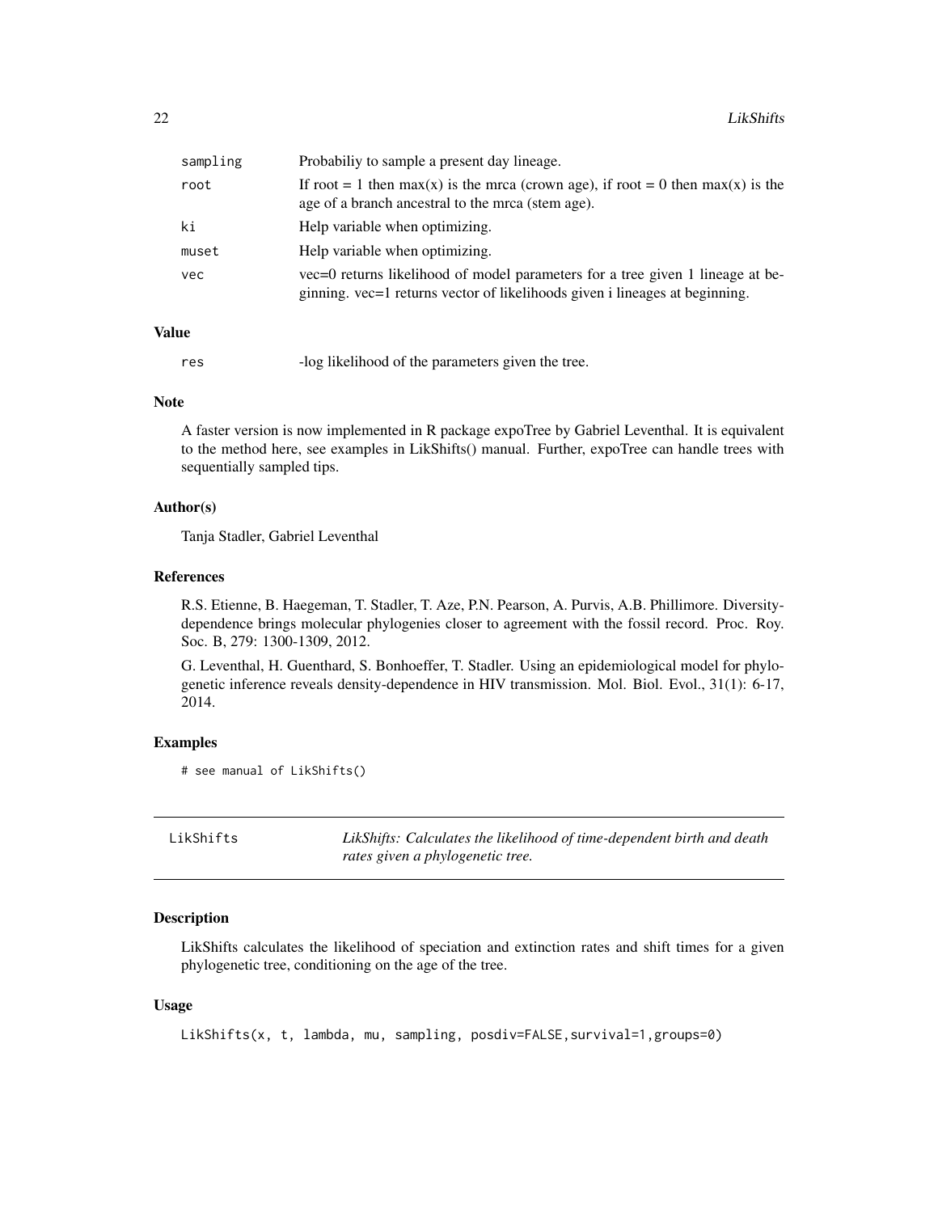| | |
|---|---|
| sampling | Probabiliy to sample a present day lineage. |
| root | If root = 1 then max(x) is the mrca (crown age), if root = 0 then max(x) is the age of a branch ancestral to the mrca (stem age). |
| ki | Help variable when optimizing. |
| muset | Help variable when optimizing. |
| vec | vec=0 returns likelihood of model parameters for a tree given 1 lineage at beginning. vec=1 returns vector of likelihoods given i lineages at beginning. |

### Value

| | |
|---|---|
| res | -log likelihood of the parameters given the tree. |

### Note

A faster version is now implemented in R package expoTree by Gabriel Leventhal. It is equivalent to the method here, see examples in LikShifts() manual. Further, expoTree can handle trees with sequentially sampled tips.

### Author(s)

Tanja Stadler, Gabriel Leventhal

### References

R.S. Etienne, B. Haegeman, T. Stadler, T. Aze, P.N. Pearson, A. Purvis, A.B. Phillimore. Diversity-dependence brings molecular phylogenies closer to agreement with the fossil record. Proc. Roy. Soc. B, 279: 1300-1309, 2012.

G. Leventhal, H. Guenthard, S. Bonhoeffer, T. Stadler. Using an epidemiological model for phylogenetic inference reveals density-dependence in HIV transmission. Mol. Biol. Evol., 31(1): 6-17, 2014.

### Examples

```
# see manual of LikShifts()
```

---

## LikShifts — *LikShifts: Calculates the likelihood of time-dependent birth and death rates given a phylogenetic tree.*

### Description

LikShifts calculates the likelihood of speciation and extinction rates and shift times for a given phylogenetic tree, conditioning on the age of the tree.

### Usage

```
LikShifts(x, t, lambda, mu, sampling, posdiv=FALSE,survival=1,groups=0)
```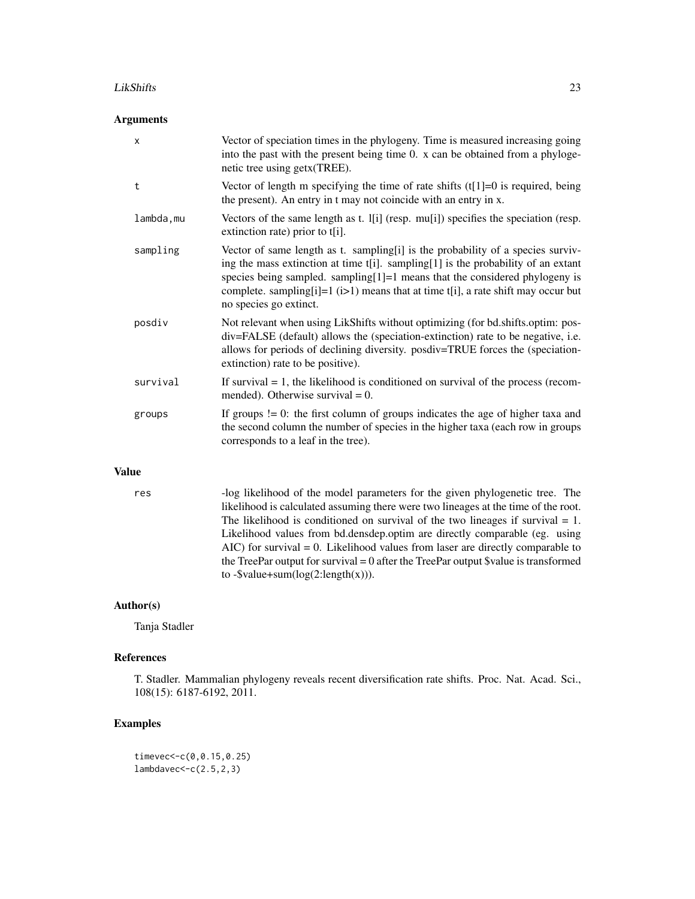## Arguments

| | |
|---|---|
| x | Vector of speciation times in the phylogeny. Time is measured increasing going into the past with the present being time 0. x can be obtained from a phylogenetic tree using getx(TREE). |
| t | Vector of length m specifying the time of rate shifts (t[1]=0 is required, being the present). An entry in t may not coincide with an entry in x. |
| lambda,mu | Vectors of the same length as t. l[i] (resp. mu[i]) specifies the speciation (resp. extinction rate) prior to t[i]. |
| sampling | Vector of same length as t. sampling[i] is the probability of a species surviving the mass extinction at time t[i]. sampling[1] is the probability of an extant species being sampled. sampling[1]=1 means that the considered phylogeny is complete. sampling[i]=1 (i>1) means that at time t[i], a rate shift may occur but no species go extinct. |
| posdiv | Not relevant when using LikShifts without optimizing (for bd.shifts.optim: posdiv=FALSE (default) allows the (speciation-extinction) rate to be negative, i.e. allows for periods of declining diversity. posdiv=TRUE forces the (speciation-extinction) rate to be positive). |
| survival | If survival = 1, the likelihood is conditioned on survival of the process (recommended). Otherwise survival = 0. |
| groups | If groups != 0: the first column of groups indicates the age of higher taxa and the second column the number of species in the higher taxa (each row in groups corresponds to a leaf in the tree). |

## Value

| | |
|---|---|
| res | -log likelihood of the model parameters for the given phylogenetic tree. The likelihood is calculated assuming there were two lineages at the time of the root. The likelihood is conditioned on survival of the two lineages if survival = 1. Likelihood values from bd.densdep.optim are directly comparable (eg. using AIC) for survival = 0. Likelihood values from laser are directly comparable to the TreePar output for survival = 0 after the TreePar output $value is transformed to -$value+sum(log(2:length(x))). |

## Author(s)

Tanja Stadler

## References

T. Stadler. Mammalian phylogeny reveals recent diversification rate shifts. Proc. Nat. Acad. Sci., 108(15): 6187-6192, 2011.

## Examples

```
timevec<-c(0,0.15,0.25)
lambdavec<-c(2.5,2,3)
```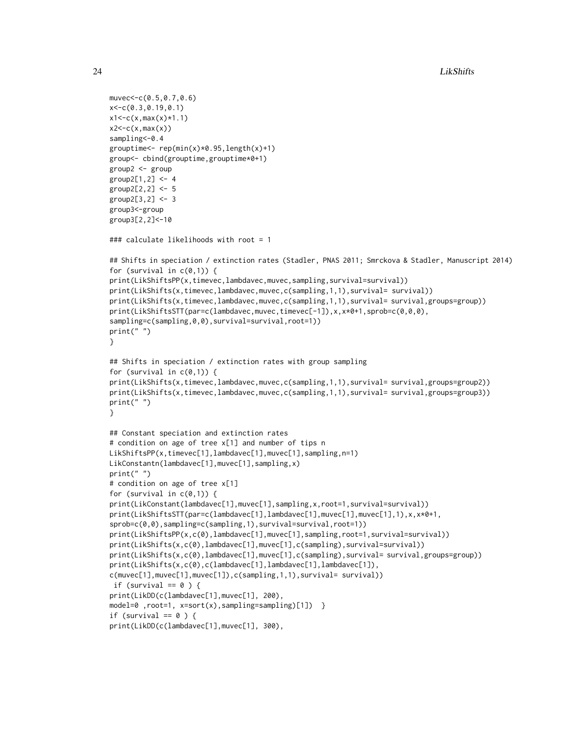```
muvec<-c(0.5,0.7,0.6)
x<-c(0.3,0.19,0.1)
x1<-c(x,max(x)*1.1)
x2<-c(x,max(x))
sampling<-0.4
grouptime<- rep(min(x)*0.95,length(x)+1)
group<- cbind(grouptime,grouptime*0+1)
group2 <- group
group2[1,2] <- 4
group2[2,2] <- 5
group2[3,2] <- 3
group3<-group
group3[2,2]<-10

### calculate likelihoods with root = 1

## Shifts in speciation / extinction rates (Stadler, PNAS 2011; Smrckova & Stadler, Manuscript 2014)
for (survival in c(0,1)) {
print(LikShiftsPP(x,timevec,lambdavec,muvec,sampling,survival=survival))
print(LikShifts(x,timevec,lambdavec,muvec,c(sampling,1,1),survival= survival))
print(LikShifts(x,timevec,lambdavec,muvec,c(sampling,1,1),survival= survival,groups=group))
print(LikShiftsSTT(par=c(lambdavec,muvec,timevec[-1]),x,x*0+1,sprob=c(0,0,0),
sampling=c(sampling,0,0),survival=survival,root=1))
print(" ")
}

## Shifts in speciation / extinction rates with group sampling
for (survival in c(0,1)) {
print(LikShifts(x,timevec,lambdavec,muvec,c(sampling,1,1),survival= survival,groups=group2))
print(LikShifts(x,timevec,lambdavec,muvec,c(sampling,1,1),survival= survival,groups=group3))
print(" ")
}

## Constant speciation and extinction rates
# condition on age of tree x[1] and number of tips n
LikShiftsPP(x,timevec[1],lambdavec[1],muvec[1],sampling,n=1)
LikConstantn(lambdavec[1],muvec[1],sampling,x)
print(" ")
# condition on age of tree x[1]
for (survival in c(0,1)) {
print(LikConstant(lambdavec[1],muvec[1],sampling,x,root=1,survival=survival))
print(LikShiftsSTT(par=c(lambdavec[1],lambdavec[1],muvec[1],muvec[1],1),x,x*0+1,
sprob=c(0,0),sampling=c(sampling,1),survival=survival,root=1))
print(LikShiftsPP(x,c(0),lambdavec[1],muvec[1],sampling,root=1,survival=survival))
print(LikShifts(x,c(0),lambdavec[1],muvec[1],c(sampling),survival=survival))
print(LikShifts(x,c(0),lambdavec[1],muvec[1],c(sampling),survival= survival,groups=group))
print(LikShifts(x,c(0),c(lambdavec[1],lambdavec[1],lambdavec[1]),
c(muvec[1],muvec[1],muvec[1]),c(sampling,1,1),survival= survival))
 if (survival == 0 ) {
print(LikDD(c(lambdavec[1],muvec[1], 200),
model=0 ,root=1, x=sort(x),sampling=sampling)[1])  }
if (survival == 0 ) {
print(LikDD(c(lambdavec[1],muvec[1], 300),
```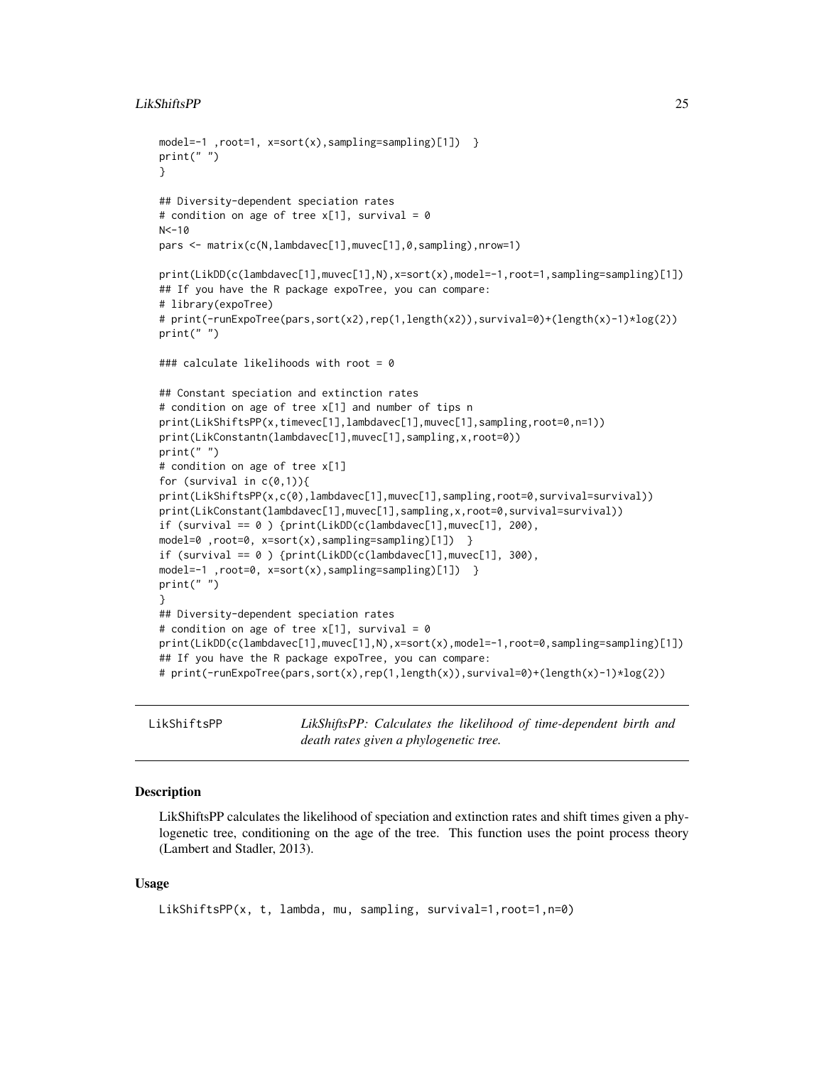```
model=-1 ,root=1, x=sort(x),sampling=sampling)[1])  }
print(" ")
}

## Diversity-dependent speciation rates
# condition on age of tree x[1], survival = 0
N<-10
pars <- matrix(c(N,lambdavec[1],muvec[1],0,sampling),nrow=1)

print(LikDD(c(lambdavec[1],muvec[1],N),x=sort(x),model=-1,root=1,sampling=sampling)[1])
## If you have the R package expoTree, you can compare:
# library(expoTree)
# print(-runExpoTree(pars,sort(x2),rep(1,length(x2)),survival=0)+(length(x)-1)*log(2))
print(" ")

### calculate likelihoods with root = 0

## Constant speciation and extinction rates
# condition on age of tree x[1] and number of tips n
print(LikShiftsPP(x,timevec[1],lambdavec[1],muvec[1],sampling,root=0,n=1))
print(LikConstantn(lambdavec[1],muvec[1],sampling,x,root=0))
print(" ")
# condition on age of tree x[1]
for (survival in c(0,1)){
print(LikShiftsPP(x,c(0),lambdavec[1],muvec[1],sampling,root=0,survival=survival))
print(LikConstant(lambdavec[1],muvec[1],sampling,x,root=0,survival=survival))
if (survival == 0 ) {print(LikDD(c(lambdavec[1],muvec[1], 200),
model=0 ,root=0, x=sort(x),sampling=sampling)[1])  }
if (survival == 0 ) {print(LikDD(c(lambdavec[1],muvec[1], 300),
model=-1 ,root=0, x=sort(x),sampling=sampling)[1])  }
print(" ")
}
## Diversity-dependent speciation rates
# condition on age of tree x[1], survival = 0
print(LikDD(c(lambdavec[1],muvec[1],N),x=sort(x),model=-1,root=0,sampling=sampling)[1])
## If you have the R package expoTree, you can compare:
# print(-runExpoTree(pars,sort(x),rep(1,length(x)),survival=0)+(length(x)-1)*log(2))
```

---

LikShiftsPP — *LikShiftsPP: Calculates the likelihood of time-dependent birth and death rates given a phylogenetic tree.*

---

### Description

LikShiftsPP calculates the likelihood of speciation and extinction rates and shift times given a phylogenetic tree, conditioning on the age of the tree. This function uses the point process theory (Lambert and Stadler, 2013).

### Usage

```
LikShiftsPP(x, t, lambda, mu, sampling, survival=1,root=1,n=0)
```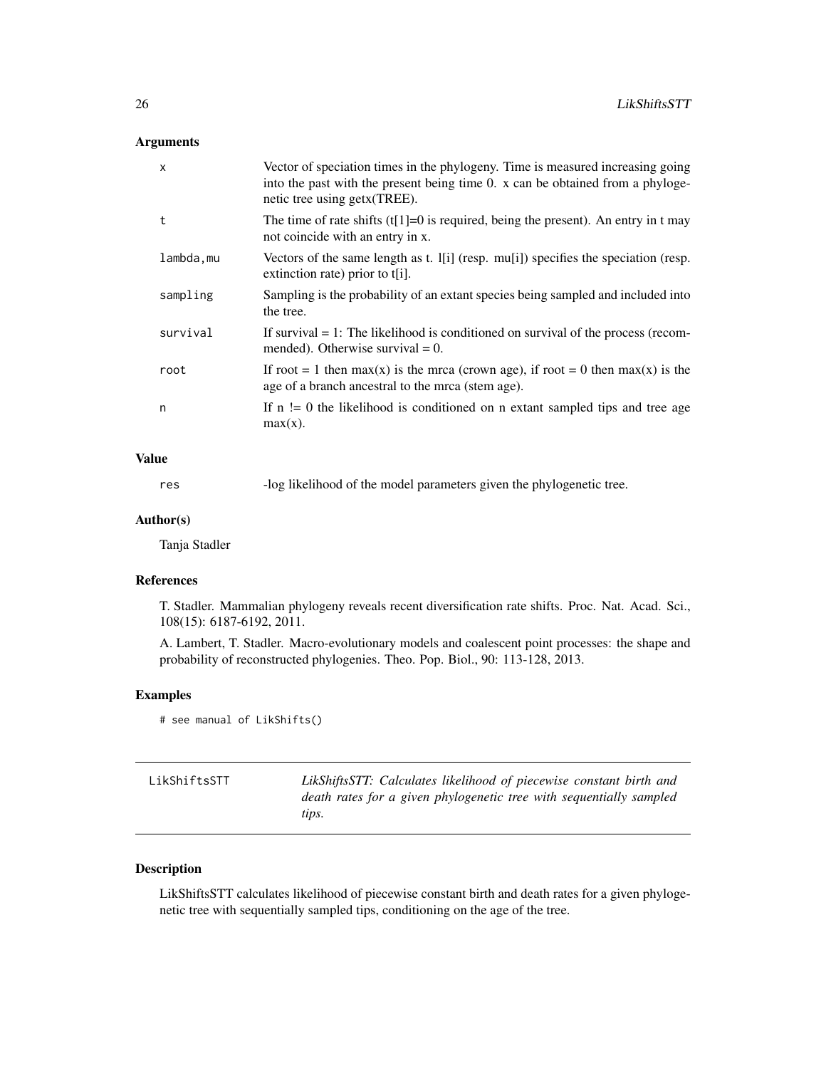## Arguments

| | |
|---|---|
| x | Vector of speciation times in the phylogeny. Time is measured increasing going into the past with the present being time 0. x can be obtained from a phylogenetic tree using getx(TREE). |
| t | The time of rate shifts (t[1]=0 is required, being the present). An entry in t may not coincide with an entry in x. |
| lambda,mu | Vectors of the same length as t. l[i] (resp. mu[i]) specifies the speciation (resp. extinction rate) prior to t[i]. |
| sampling | Sampling is the probability of an extant species being sampled and included into the tree. |
| survival | If survival = 1: The likelihood is conditioned on survival of the process (recommended). Otherwise survival = 0. |
| root | If root = 1 then max(x) is the mrca (crown age), if root = 0 then max(x) is the age of a branch ancestral to the mrca (stem age). |
| n | If n != 0 the likelihood is conditioned on n extant sampled tips and tree age max(x). |

## Value

| | |
|---|---|
| res | -log likelihood of the model parameters given the phylogenetic tree. |

## Author(s)

Tanja Stadler

## References

T. Stadler. Mammalian phylogeny reveals recent diversification rate shifts. Proc. Nat. Acad. Sci., 108(15): 6187-6192, 2011.

A. Lambert, T. Stadler. Macro-evolutionary models and coalescent point processes: the shape and probability of reconstructed phylogenies. Theo. Pop. Biol., 90: 113-128, 2013.

## Examples

```
# see manual of LikShifts()
```

---

# LikShiftsSTT

*LikShiftsSTT: Calculates likelihood of piecewise constant birth and death rates for a given phylogenetic tree with sequentially sampled tips.*

---

## Description

LikShiftsSTT calculates likelihood of piecewise constant birth and death rates for a given phylogenetic tree with sequentially sampled tips, conditioning on the age of the tree.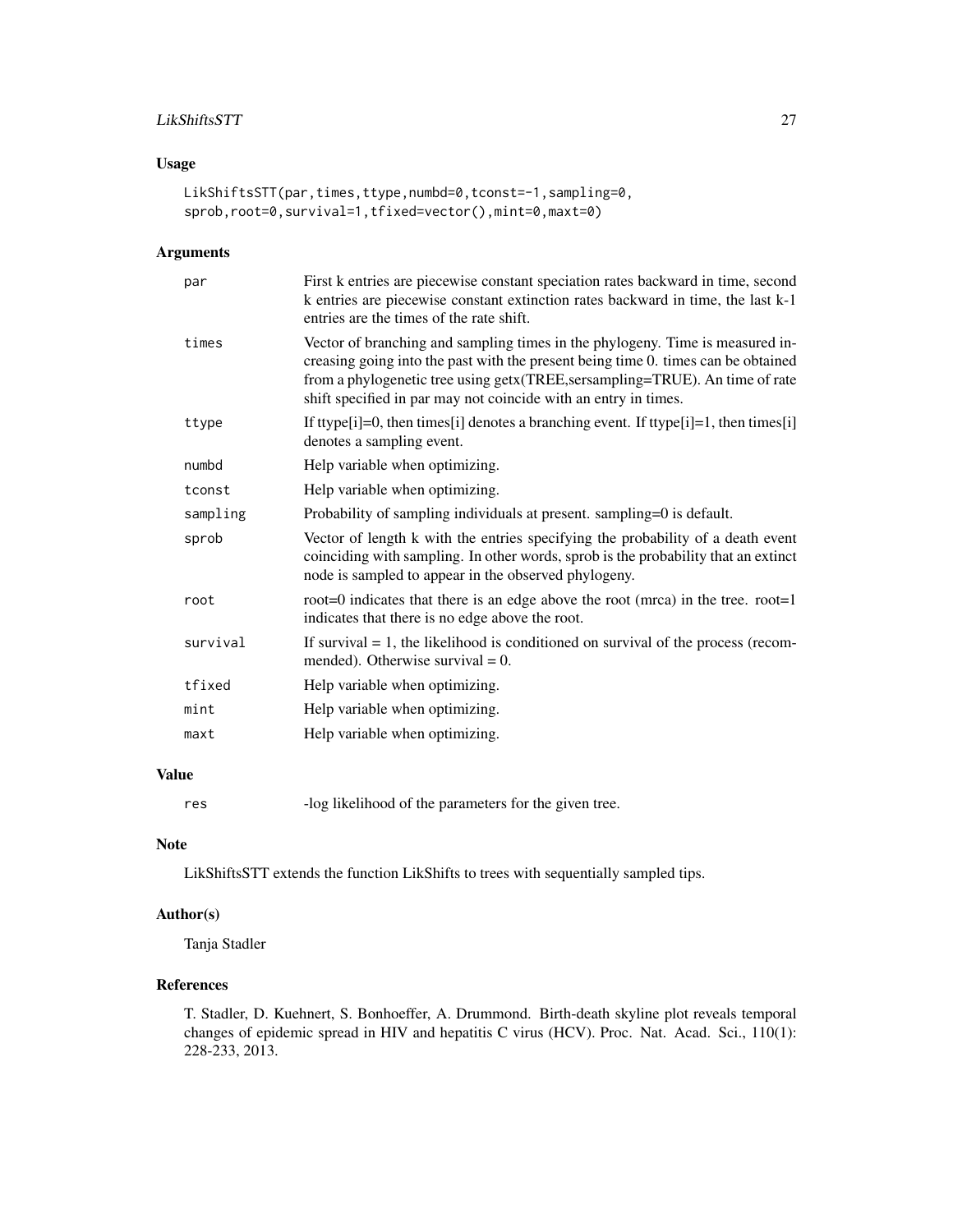## Usage

```
LikShiftsSTT(par,times,ttype,numbd=0,tconst=-1,sampling=0,
sprob,root=0,survival=1,tfixed=vector(),mint=0,maxt=0)
```

## Arguments

| | |
|---|---|
| par | First k entries are piecewise constant speciation rates backward in time, second k entries are piecewise constant extinction rates backward in time, the last k-1 entries are the times of the rate shift. |
| times | Vector of branching and sampling times in the phylogeny. Time is measured increasing going into the past with the present being time 0. times can be obtained from a phylogenetic tree using getx(TREE,sersampling=TRUE). An time of rate shift specified in par may not coincide with an entry in times. |
| ttype | If ttype[i]=0, then times[i] denotes a branching event. If ttype[i]=1, then times[i] denotes a sampling event. |
| numbd | Help variable when optimizing. |
| tconst | Help variable when optimizing. |
| sampling | Probability of sampling individuals at present. sampling=0 is default. |
| sprob | Vector of length k with the entries specifying the probability of a death event coinciding with sampling. In other words, sprob is the probability that an extinct node is sampled to appear in the observed phylogeny. |
| root | root=0 indicates that there is an edge above the root (mrca) in the tree. root=1 indicates that there is no edge above the root. |
| survival | If survival = 1, the likelihood is conditioned on survival of the process (recommended). Otherwise survival = 0. |
| tfixed | Help variable when optimizing. |
| mint | Help variable when optimizing. |
| maxt | Help variable when optimizing. |

## Value

| | |
|---|---|
| res | -log likelihood of the parameters for the given tree. |

## Note

LikShiftsSTT extends the function LikShifts to trees with sequentially sampled tips.

## Author(s)

Tanja Stadler

## References

T. Stadler, D. Kuehnert, S. Bonhoeffer, A. Drummond. Birth-death skyline plot reveals temporal changes of epidemic spread in HIV and hepatitis C virus (HCV). Proc. Nat. Acad. Sci., 110(1): 228-233, 2013.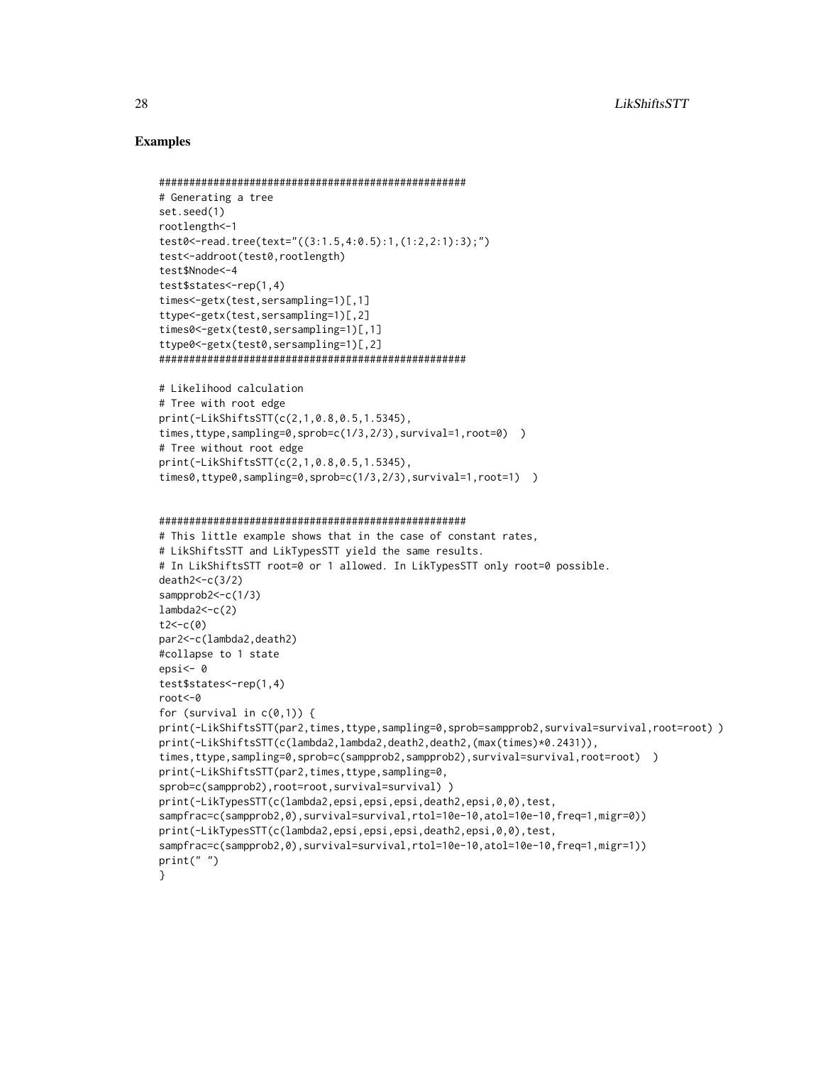## Examples

```
###################################################
# Generating a tree
set.seed(1)
rootlength<-1
test0<-read.tree(text="((3:1.5,4:0.5):1,(1:2,2:1):3);")
test<-addroot(test0,rootlength)
test$Nnode<-4
test$states<-rep(1,4)
times<-getx(test,sersampling=1)[,1]
ttype<-getx(test,sersampling=1)[,2]
times0<-getx(test0,sersampling=1)[,1]
ttype0<-getx(test0,sersampling=1)[,2]
###################################################

# Likelihood calculation
# Tree with root edge
print(-LikShiftsSTT(c(2,1,0.8,0.5,1.5345),
times,ttype,sampling=0,sprob=c(1/3,2/3),survival=1,root=0)  )
# Tree without root edge
print(-LikShiftsSTT(c(2,1,0.8,0.5,1.5345),
times0,ttype0,sampling=0,sprob=c(1/3,2/3),survival=1,root=1)  )


###################################################
# This little example shows that in the case of constant rates,
# LikShiftsSTT and LikTypesSTT yield the same results.
# In LikShiftsSTT root=0 or 1 allowed. In LikTypesSTT only root=0 possible.
death2<-c(3/2)
sampprob2<-c(1/3)
lambda2<-c(2)
t2<-c(0)
par2<-c(lambda2,death2)
#collapse to 1 state
epsi<- 0
test$states<-rep(1,4)
root<-0
for (survival in c(0,1)) {
print(-LikShiftsSTT(par2,times,ttype,sampling=0,sprob=sampprob2,survival=survival,root=root) )
print(-LikShiftsSTT(c(lambda2,lambda2,death2,death2,(max(times)*0.2431)),
times,ttype,sampling=0,sprob=c(sampprob2,sampprob2),survival=survival,root=root)  )
print(-LikShiftsSTT(par2,times,ttype,sampling=0,
sprob=c(sampprob2),root=root,survival=survival) )
print(-LikTypesSTT(c(lambda2,epsi,epsi,epsi,death2,epsi,0,0),test,
sampfrac=c(sampprob2,0),survival=survival,rtol=10e-10,atol=10e-10,freq=1,migr=0))
print(-LikTypesSTT(c(lambda2,epsi,epsi,epsi,death2,epsi,0,0),test,
sampfrac=c(sampprob2,0),survival=survival,rtol=10e-10,atol=10e-10,freq=1,migr=1))
print(" ")
}
```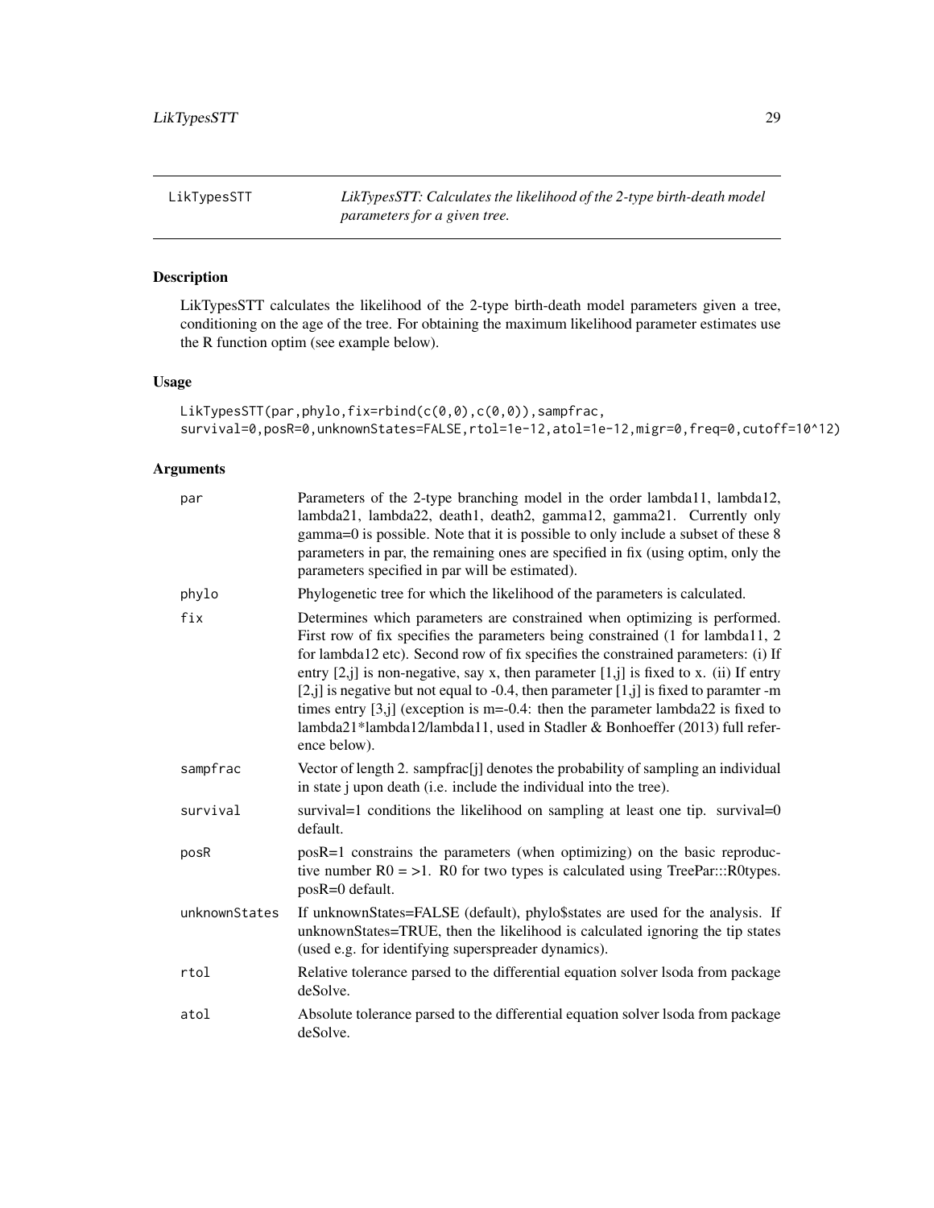LikTypesSTT *LikTypesSTT: Calculates the likelihood of the 2-type birth-death model parameters for a given tree.*

## Description

LikTypesSTT calculates the likelihood of the 2-type birth-death model parameters given a tree, conditioning on the age of the tree. For obtaining the maximum likelihood parameter estimates use the R function optim (see example below).

## Usage

```
LikTypesSTT(par,phylo,fix=rbind(c(0,0),c(0,0)),sampfrac,
survival=0,posR=0,unknownStates=FALSE,rtol=1e-12,atol=1e-12,migr=0,freq=0,cutoff=10^12)
```

## Arguments

| | |
|---|---|
| par | Parameters of the 2-type branching model in the order lambda11, lambda12, lambda21, lambda22, death1, death2, gamma12, gamma21. Currently only gamma=0 is possible. Note that it is possible to only include a subset of these 8 parameters in par, the remaining ones are specified in fix (using optim, only the parameters specified in par will be estimated). |
| phylo | Phylogenetic tree for which the likelihood of the parameters is calculated. |
| fix | Determines which parameters are constrained when optimizing is performed. First row of fix specifies the parameters being constrained (1 for lambda11, 2 for lambda12 etc). Second row of fix specifies the constrained parameters: (i) If entry [2,j] is non-negative, say x, then parameter [1,j] is fixed to x. (ii) If entry [2,j] is negative but not equal to -0.4, then parameter [1,j] is fixed to paramter -m times entry [3,j] (exception is m=-0.4: then the parameter lambda22 is fixed to lambda21*lambda12/lambda11, used in Stadler & Bonhoeffer (2013) full reference below). |
| sampfrac | Vector of length 2. sampfrac[j] denotes the probability of sampling an individual in state j upon death (i.e. include the individual into the tree). |
| survival | survival=1 conditions the likelihood on sampling at least one tip. survival=0 default. |
| posR | posR=1 constrains the parameters (when optimizing) on the basic reproductive number R0 = >1. R0 for two types is calculated using TreePar:::R0types. posR=0 default. |
| unknownStates | If unknownStates=FALSE (default), phylo$states are used for the analysis. If unknownStates=TRUE, then the likelihood is calculated ignoring the tip states (used e.g. for identifying superspreader dynamics). |
| rtol | Relative tolerance parsed to the differential equation solver lsoda from package deSolve. |
| atol | Absolute tolerance parsed to the differential equation solver lsoda from package deSolve. |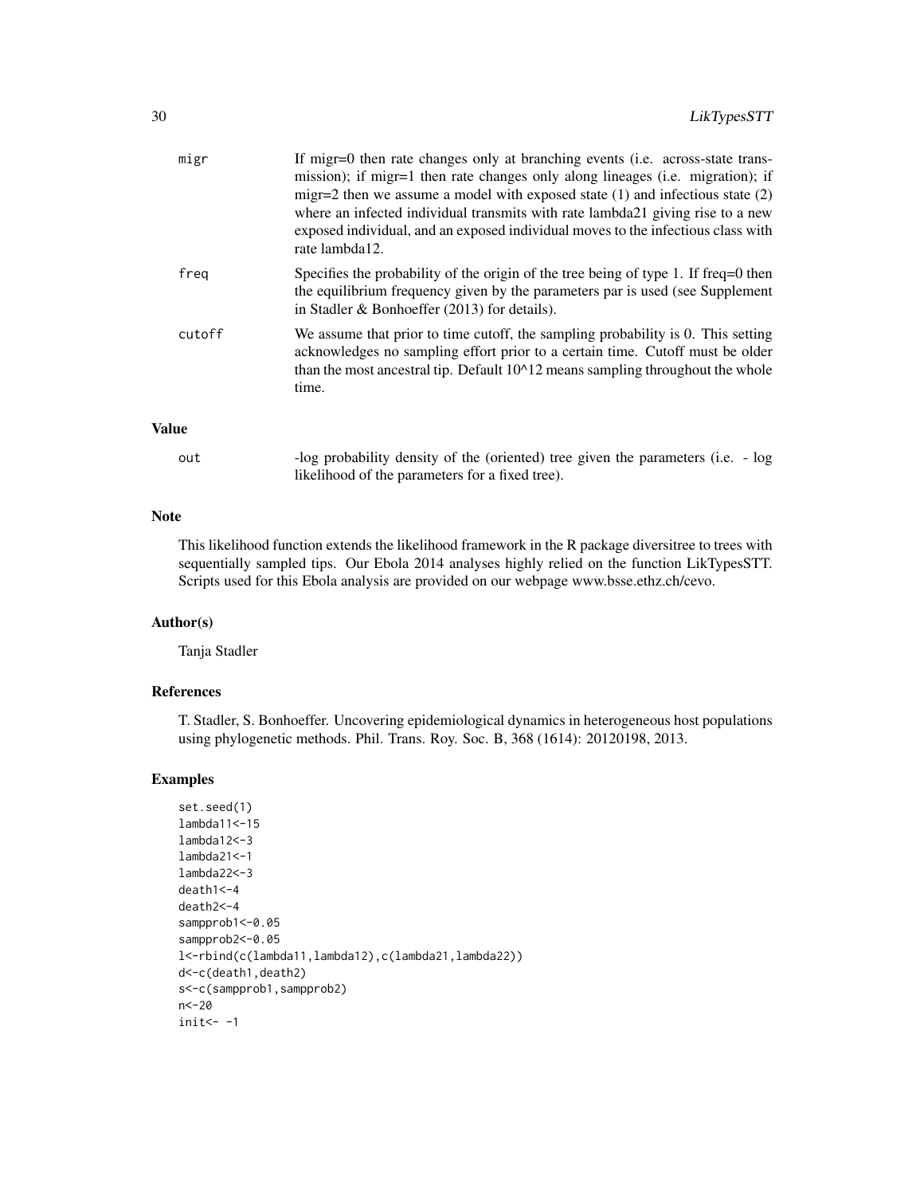| | |
|---|---|
| migr | If migr=0 then rate changes only at branching events (i.e. across-state transmission); if migr=1 then rate changes only along lineages (i.e. migration); if migr=2 then we assume a model with exposed state (1) and infectious state (2) where an infected individual transmits with rate lambda21 giving rise to a new exposed individual, and an exposed individual moves to the infectious class with rate lambda12. |
| freq | Specifies the probability of the origin of the tree being of type 1. If freq=0 then the equilibrium frequency given by the parameters par is used (see Supplement in Stadler & Bonhoeffer (2013) for details). |
| cutoff | We assume that prior to time cutoff, the sampling probability is 0. This setting acknowledges no sampling effort prior to a certain time. Cutoff must be older than the most ancestral tip. Default 10^12 means sampling throughout the whole time. |

## Value

| | |
|---|---|
| out | -log probability density of the (oriented) tree given the parameters (i.e. - log likelihood of the parameters for a fixed tree). |

## Note

This likelihood function extends the likelihood framework in the R package diversitree to trees with sequentially sampled tips. Our Ebola 2014 analyses highly relied on the function LikTypesSTT. Scripts used for this Ebola analysis are provided on our webpage www.bsse.ethz.ch/cevo.

## Author(s)

Tanja Stadler

## References

T. Stadler, S. Bonhoeffer. Uncovering epidemiological dynamics in heterogeneous host populations using phylogenetic methods. Phil. Trans. Roy. Soc. B, 368 (1614): 20120198, 2013.

## Examples

```
set.seed(1)
lambda11<-15
lambda12<-3
lambda21<-1
lambda22<-3
death1<-4
death2<-4
sampprob1<-0.05
sampprob2<-0.05
l<-rbind(c(lambda11,lambda12),c(lambda21,lambda22))
d<-c(death1,death2)
s<-c(sampprob1,sampprob2)
n<-20
init<- -1
```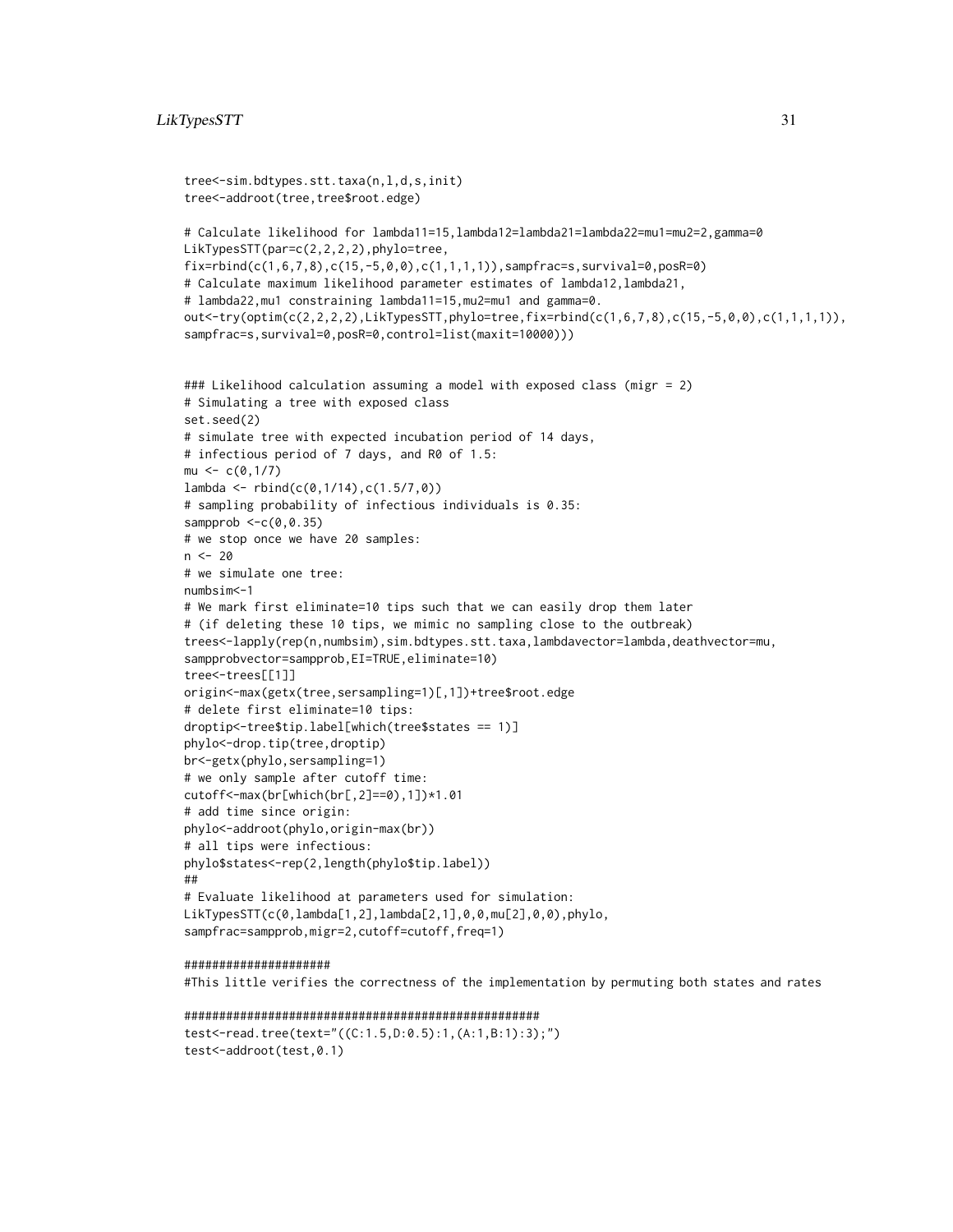```
tree<-sim.bdtypes.stt.taxa(n,l,d,s,init)
tree<-addroot(tree,tree$root.edge)

# Calculate likelihood for lambda11=15,lambda12=lambda21=lambda22=mu1=mu2=2,gamma=0
LikTypesSTT(par=c(2,2,2,2),phylo=tree,
fix=rbind(c(1,6,7,8),c(15,-5,0,0),c(1,1,1,1)),sampfrac=s,survival=0,posR=0)
# Calculate maximum likelihood parameter estimates of lambda12,lambda21,
# lambda22,mu1 constraining lambda11=15,mu2=mu1 and gamma=0.
out<-try(optim(c(2,2,2,2),LikTypesSTT,phylo=tree,fix=rbind(c(1,6,7,8),c(15,-5,0,0),c(1,1,1,1)),
sampfrac=s,survival=0,posR=0,control=list(maxit=10000)))


### Likelihood calculation assuming a model with exposed class (migr = 2)
# Simulating a tree with exposed class
set.seed(2)
# simulate tree with expected incubation period of 14 days,
# infectious period of 7 days, and R0 of 1.5:
mu <- c(0,1/7)
lambda <- rbind(c(0,1/14),c(1.5/7,0))
# sampling probability of infectious individuals is 0.35:
sampprob <-c(0,0.35)
# we stop once we have 20 samples:
n <- 20
# we simulate one tree:
numbsim<-1
# We mark first eliminate=10 tips such that we can easily drop them later
# (if deleting these 10 tips, we mimic no sampling close to the outbreak)
trees<-lapply(rep(n,numbsim),sim.bdtypes.stt.taxa,lambdavector=lambda,deathvector=mu,
sampprobvector=sampprob,EI=TRUE,eliminate=10)
tree<-trees[[1]]
origin<-max(getx(tree,sersampling=1)[,1])+tree$root.edge
# delete first eliminate=10 tips:
droptip<-tree$tip.label[which(tree$states == 1)]
phylo<-drop.tip(tree,droptip)
br<-getx(phylo,sersampling=1)
# we only sample after cutoff time:
cutoff<-max(br[which(br[,2]==0),1])*1.01
# add time since origin:
phylo<-addroot(phylo,origin-max(br))
# all tips were infectious:
phylo$states<-rep(2,length(phylo$tip.label))
##
# Evaluate likelihood at parameters used for simulation:
LikTypesSTT(c(0,lambda[1,2],lambda[2,1],0,0,mu[2],0,0),phylo,
sampfrac=sampprob,migr=2,cutoff=cutoff,freq=1)

####################
#This little verifies the correctness of the implementation by permuting both states and rates

###################################################
test<-read.tree(text="((C:1.5,D:0.5):1,(A:1,B:1):3);")
test<-addroot(test,0.1)
```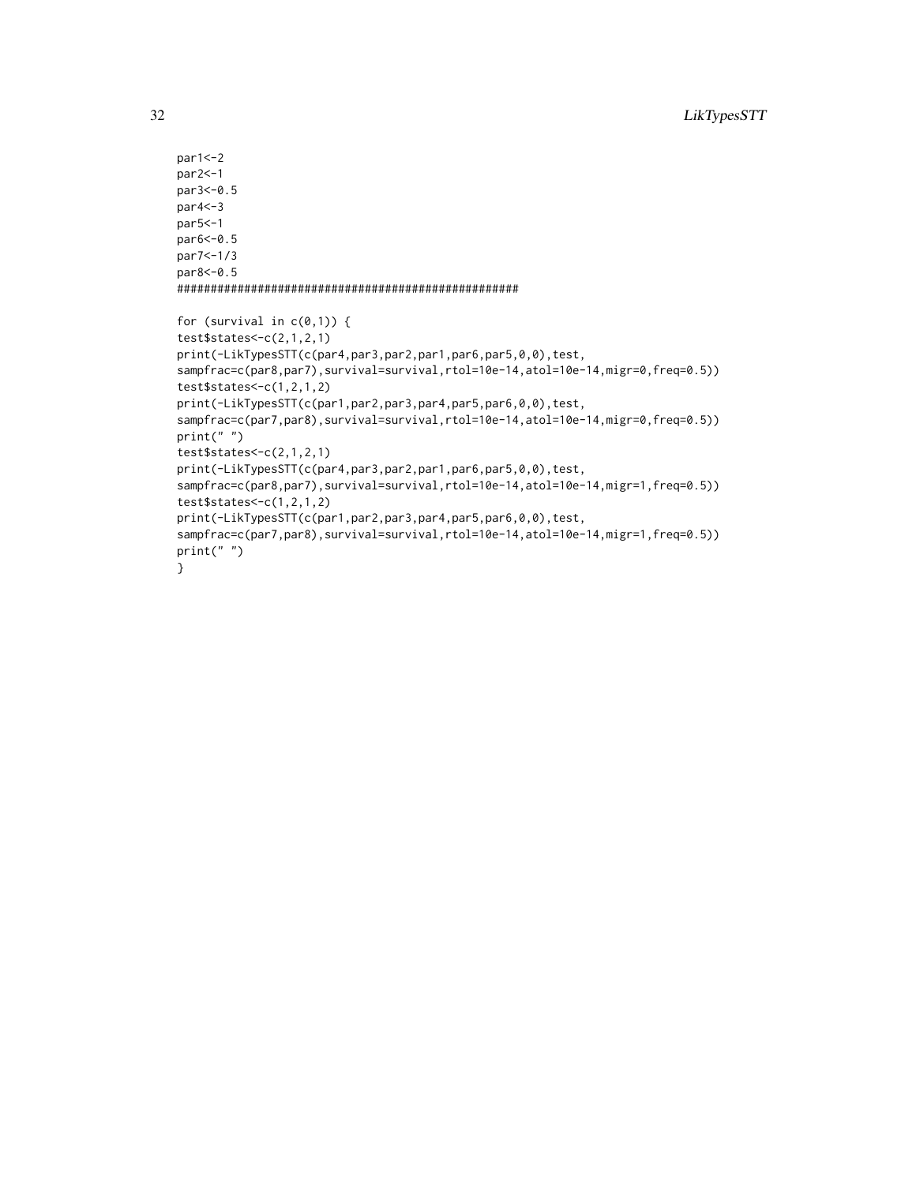```
par1<-2
par2<-1
par3<-0.5
par4<-3
par5<-1
par6<-0.5
par7<-1/3
par8<-0.5
####################################################

for (survival in c(0,1)) {
test$states<-c(2,1,2,1)
print(-LikTypesSTT(c(par4,par3,par2,par1,par6,par5,0,0),test,
sampfrac=c(par8,par7),survival=survival,rtol=10e-14,atol=10e-14,migr=0,freq=0.5))
test$states<-c(1,2,1,2)
print(-LikTypesSTT(c(par1,par2,par3,par4,par5,par6,0,0),test,
sampfrac=c(par7,par8),survival=survival,rtol=10e-14,atol=10e-14,migr=0,freq=0.5))
print(" ")
test$states<-c(2,1,2,1)
print(-LikTypesSTT(c(par4,par3,par2,par1,par6,par5,0,0),test,
sampfrac=c(par8,par7),survival=survival,rtol=10e-14,atol=10e-14,migr=1,freq=0.5))
test$states<-c(1,2,1,2)
print(-LikTypesSTT(c(par1,par2,par3,par4,par5,par6,0,0),test,
sampfrac=c(par7,par8),survival=survival,rtol=10e-14,atol=10e-14,migr=1,freq=0.5))
print(" ")
}
```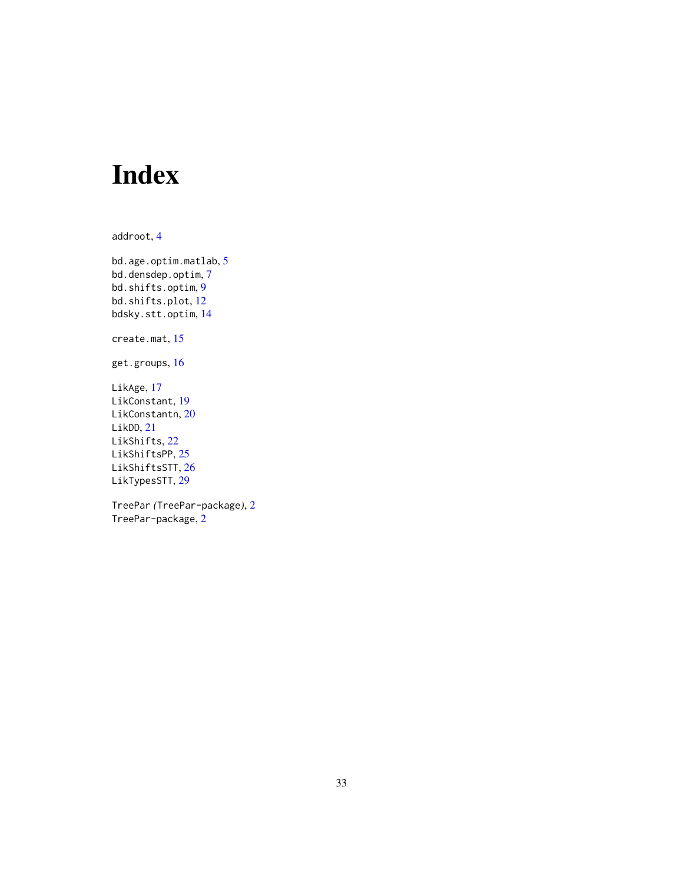# Index

addroot, 4

bd.age.optim.matlab, 5
bd.densdep.optim, 7
bd.shifts.optim, 9
bd.shifts.plot, 12
bdsky.stt.optim, 14

create.mat, 15

get.groups, 16

LikAge, 17
LikConstant, 19
LikConstantn, 20
LikDD, 21
LikShifts, 22
LikShiftsPP, 25
LikShiftsSTT, 26
LikTypesSTT, 29

TreePar (TreePar-package), 2
TreePar-package, 2